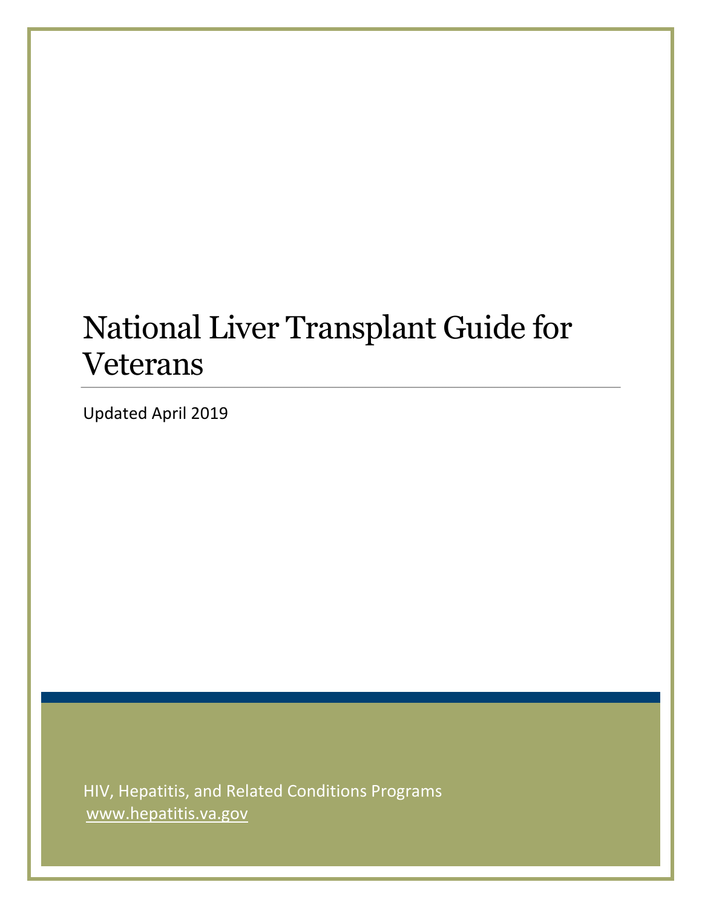# National Liver Transplant Guide for Veterans

Updated April 2019

HIV, Hepatitis, and Related Conditions Programs
www.hepatitis.va.gov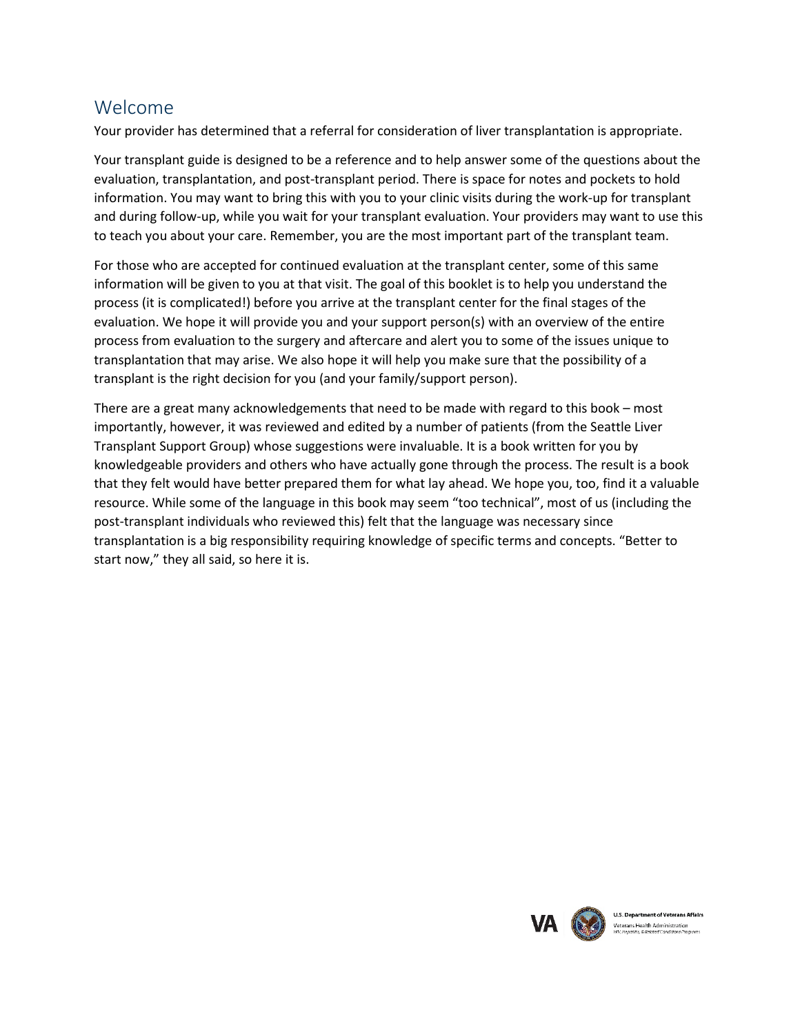## Welcome

Your provider has determined that a referral for consideration of liver transplantation is appropriate.

Your transplant guide is designed to be a reference and to help answer some of the questions about the evaluation, transplantation, and post-transplant period. There is space for notes and pockets to hold information. You may want to bring this with you to your clinic visits during the work-up for transplant and during follow-up, while you wait for your transplant evaluation. Your providers may want to use this to teach you about your care. Remember, you are the most important part of the transplant team.

For those who are accepted for continued evaluation at the transplant center, some of this same information will be given to you at that visit. The goal of this booklet is to help you understand the process (it is complicated!) before you arrive at the transplant center for the final stages of the evaluation. We hope it will provide you and your support person(s) with an overview of the entire process from evaluation to the surgery and aftercare and alert you to some of the issues unique to transplantation that may arise. We also hope it will help you make sure that the possibility of a transplant is the right decision for you (and your family/support person).

There are a great many acknowledgements that need to be made with regard to this book – most importantly, however, it was reviewed and edited by a number of patients (from the Seattle Liver Transplant Support Group) whose suggestions were invaluable. It is a book written for you by knowledgeable providers and others who have actually gone through the process. The result is a book that they felt would have better prepared them for what lay ahead. We hope you, too, find it a valuable resource. While some of the language in this book may seem "too technical", most of us (including the post-transplant individuals who reviewed this) felt that the language was necessary since transplantation is a big responsibility requiring knowledge of specific terms and concepts. "Better to start now," they all said, so here it is.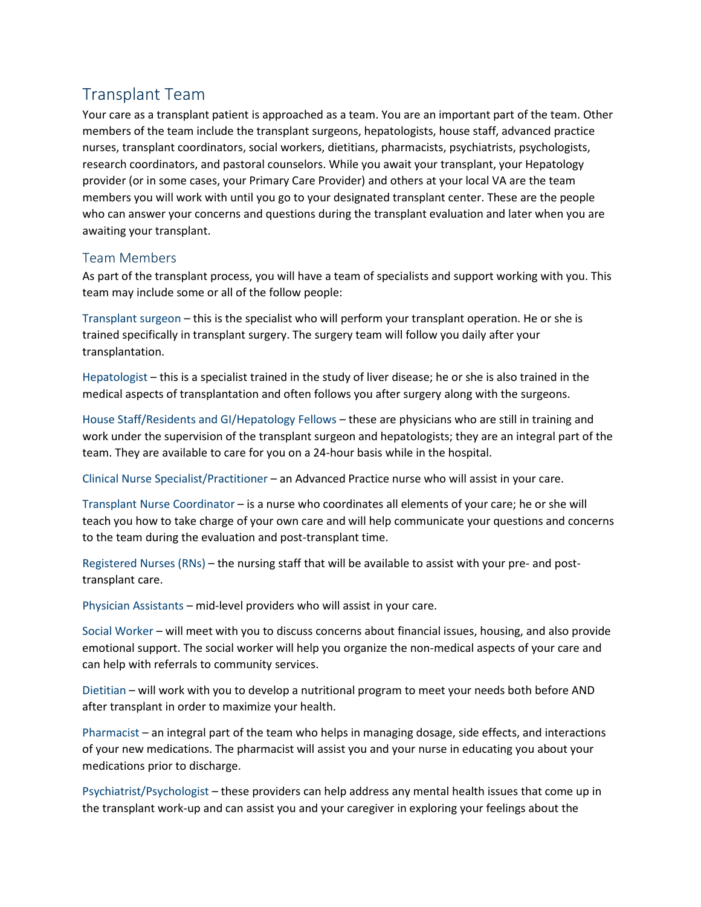# Transplant Team

Your care as a transplant patient is approached as a team. You are an important part of the team. Other members of the team include the transplant surgeons, hepatologists, house staff, advanced practice nurses, transplant coordinators, social workers, dietitians, pharmacists, psychiatrists, psychologists, research coordinators, and pastoral counselors. While you await your transplant, your Hepatology provider (or in some cases, your Primary Care Provider) and others at your local VA are the team members you will work with until you go to your designated transplant center. These are the people who can answer your concerns and questions during the transplant evaluation and later when you are awaiting your transplant.

## Team Members

As part of the transplant process, you will have a team of specialists and support working with you. This team may include some or all of the follow people:

Transplant surgeon – this is the specialist who will perform your transplant operation. He or she is trained specifically in transplant surgery. The surgery team will follow you daily after your transplantation.

Hepatologist – this is a specialist trained in the study of liver disease; he or she is also trained in the medical aspects of transplantation and often follows you after surgery along with the surgeons.

House Staff/Residents and GI/Hepatology Fellows – these are physicians who are still in training and work under the supervision of the transplant surgeon and hepatologists; they are an integral part of the team. They are available to care for you on a 24-hour basis while in the hospital.

Clinical Nurse Specialist/Practitioner – an Advanced Practice nurse who will assist in your care.

Transplant Nurse Coordinator – is a nurse who coordinates all elements of your care; he or she will teach you how to take charge of your own care and will help communicate your questions and concerns to the team during the evaluation and post-transplant time.

Registered Nurses (RNs) – the nursing staff that will be available to assist with your pre- and post-transplant care.

Physician Assistants – mid-level providers who will assist in your care.

Social Worker – will meet with you to discuss concerns about financial issues, housing, and also provide emotional support. The social worker will help you organize the non-medical aspects of your care and can help with referrals to community services.

Dietitian – will work with you to develop a nutritional program to meet your needs both before AND after transplant in order to maximize your health.

Pharmacist – an integral part of the team who helps in managing dosage, side effects, and interactions of your new medications. The pharmacist will assist you and your nurse in educating you about your medications prior to discharge.

Psychiatrist/Psychologist – these providers can help address any mental health issues that come up in the transplant work-up and can assist you and your caregiver in exploring your feelings about the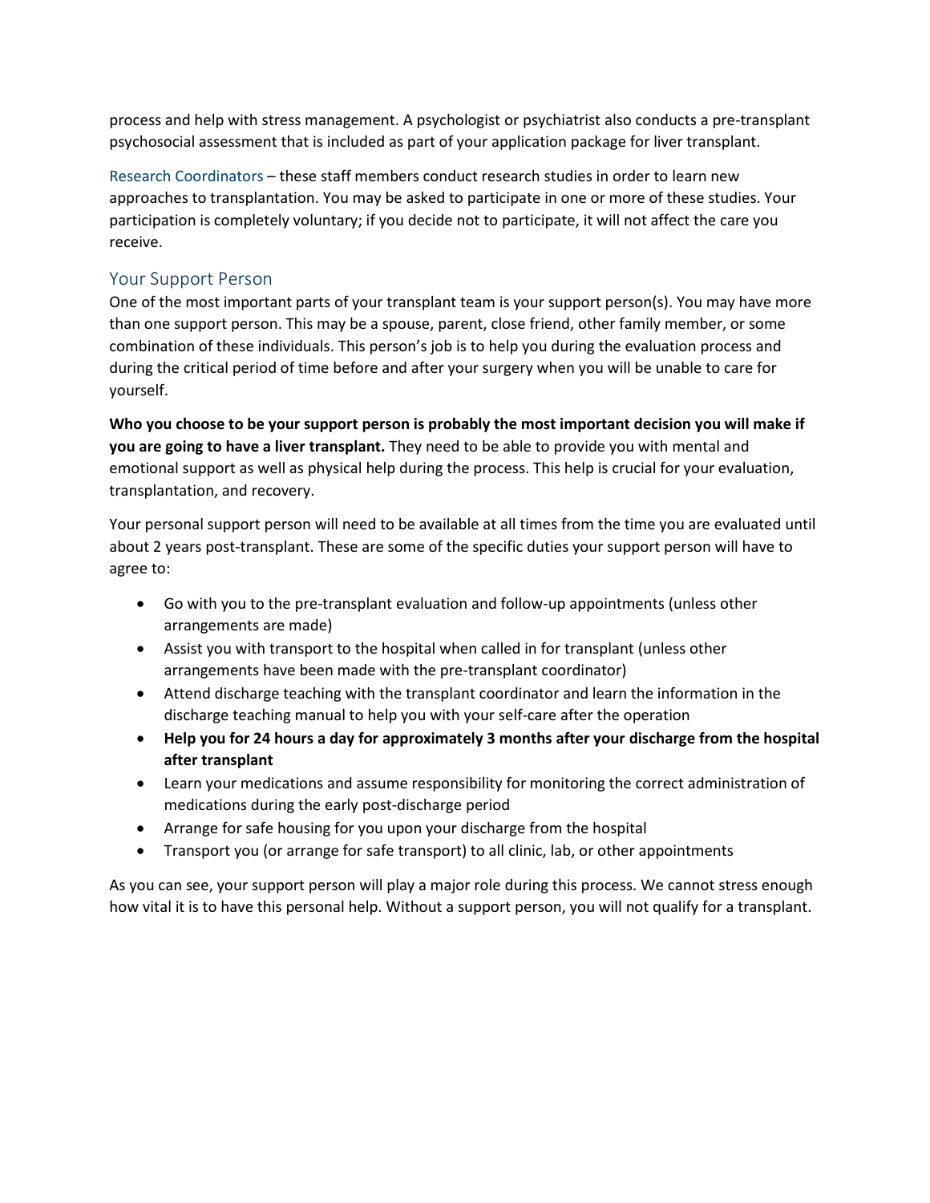process and help with stress management. A psychologist or psychiatrist also conducts a pre-transplant psychosocial assessment that is included as part of your application package for liver transplant.

Research Coordinators – these staff members conduct research studies in order to learn new approaches to transplantation. You may be asked to participate in one or more of these studies. Your participation is completely voluntary; if you decide not to participate, it will not affect the care you receive.

## Your Support Person

One of the most important parts of your transplant team is your support person(s). You may have more than one support person. This may be a spouse, parent, close friend, other family member, or some combination of these individuals. This person's job is to help you during the evaluation process and during the critical period of time before and after your surgery when you will be unable to care for yourself.

**Who you choose to be your support person is probably the most important decision you will make if you are going to have a liver transplant.** They need to be able to provide you with mental and emotional support as well as physical help during the process. This help is crucial for your evaluation, transplantation, and recovery.

Your personal support person will need to be available at all times from the time you are evaluated until about 2 years post-transplant. These are some of the specific duties your support person will have to agree to:

- Go with you to the pre-transplant evaluation and follow-up appointments (unless other arrangements are made)
- Assist you with transport to the hospital when called in for transplant (unless other arrangements have been made with the pre-transplant coordinator)
- Attend discharge teaching with the transplant coordinator and learn the information in the discharge teaching manual to help you with your self-care after the operation
- **Help you for 24 hours a day for approximately 3 months after your discharge from the hospital after transplant**
- Learn your medications and assume responsibility for monitoring the correct administration of medications during the early post-discharge period
- Arrange for safe housing for you upon your discharge from the hospital
- Transport you (or arrange for safe transport) to all clinic, lab, or other appointments

As you can see, your support person will play a major role during this process. We cannot stress enough how vital it is to have this personal help. Without a support person, you will not qualify for a transplant.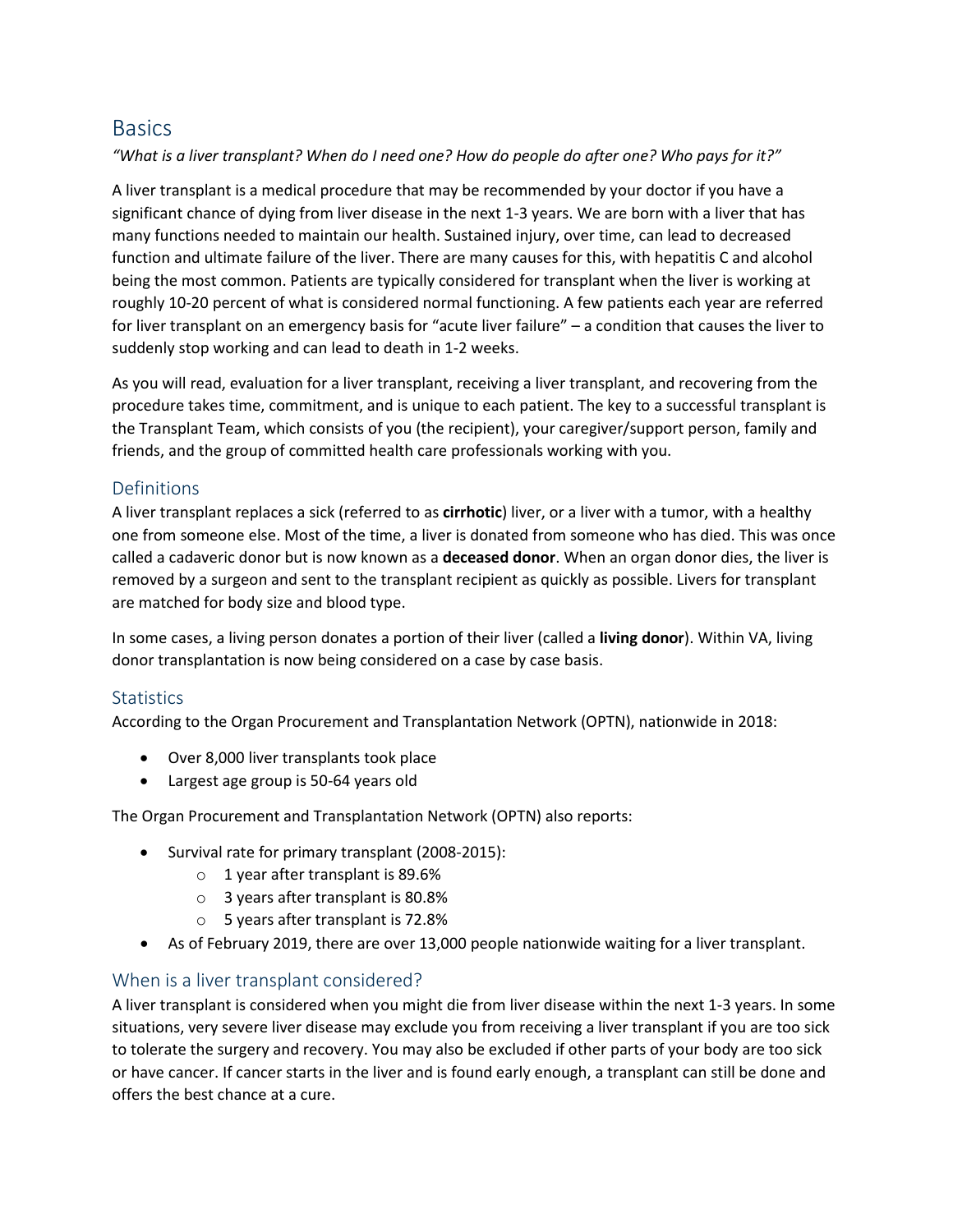# Basics

*"What is a liver transplant? When do I need one? How do people do after one? Who pays for it?"*

A liver transplant is a medical procedure that may be recommended by your doctor if you have a significant chance of dying from liver disease in the next 1-3 years. We are born with a liver that has many functions needed to maintain our health. Sustained injury, over time, can lead to decreased function and ultimate failure of the liver. There are many causes for this, with hepatitis C and alcohol being the most common. Patients are typically considered for transplant when the liver is working at roughly 10-20 percent of what is considered normal functioning. A few patients each year are referred for liver transplant on an emergency basis for "acute liver failure" – a condition that causes the liver to suddenly stop working and can lead to death in 1-2 weeks.

As you will read, evaluation for a liver transplant, receiving a liver transplant, and recovering from the procedure takes time, commitment, and is unique to each patient. The key to a successful transplant is the Transplant Team, which consists of you (the recipient), your caregiver/support person, family and friends, and the group of committed health care professionals working with you.

## Definitions

A liver transplant replaces a sick (referred to as **cirrhotic**) liver, or a liver with a tumor, with a healthy one from someone else. Most of the time, a liver is donated from someone who has died. This was once called a cadaveric donor but is now known as a **deceased donor**. When an organ donor dies, the liver is removed by a surgeon and sent to the transplant recipient as quickly as possible. Livers for transplant are matched for body size and blood type.

In some cases, a living person donates a portion of their liver (called a **living donor**). Within VA, living donor transplantation is now being considered on a case by case basis.

## Statistics

According to the Organ Procurement and Transplantation Network (OPTN), nationwide in 2018:

- Over 8,000 liver transplants took place
- Largest age group is 50-64 years old

The Organ Procurement and Transplantation Network (OPTN) also reports:

- Survival rate for primary transplant (2008-2015):
  - 1 year after transplant is 89.6%
  - 3 years after transplant is 80.8%
  - 5 years after transplant is 72.8%
- As of February 2019, there are over 13,000 people nationwide waiting for a liver transplant.

## When is a liver transplant considered?

A liver transplant is considered when you might die from liver disease within the next 1-3 years. In some situations, very severe liver disease may exclude you from receiving a liver transplant if you are too sick to tolerate the surgery and recovery. You may also be excluded if other parts of your body are too sick or have cancer. If cancer starts in the liver and is found early enough, a transplant can still be done and offers the best chance at a cure.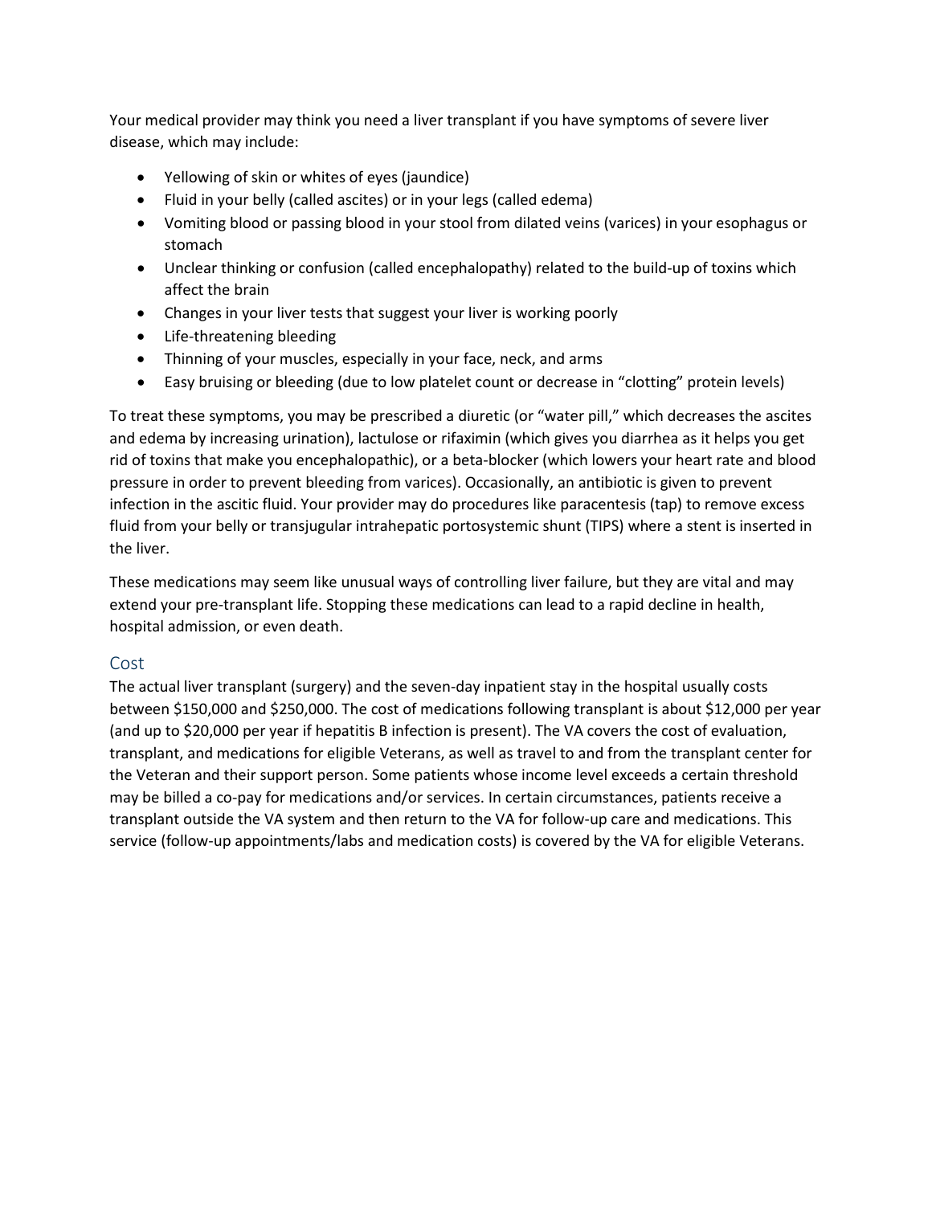Your medical provider may think you need a liver transplant if you have symptoms of severe liver disease, which may include:

- Yellowing of skin or whites of eyes (jaundice)
- Fluid in your belly (called ascites) or in your legs (called edema)
- Vomiting blood or passing blood in your stool from dilated veins (varices) in your esophagus or stomach
- Unclear thinking or confusion (called encephalopathy) related to the build-up of toxins which affect the brain
- Changes in your liver tests that suggest your liver is working poorly
- Life-threatening bleeding
- Thinning of your muscles, especially in your face, neck, and arms
- Easy bruising or bleeding (due to low platelet count or decrease in "clotting" protein levels)

To treat these symptoms, you may be prescribed a diuretic (or "water pill," which decreases the ascites and edema by increasing urination), lactulose or rifaximin (which gives you diarrhea as it helps you get rid of toxins that make you encephalopathic), or a beta-blocker (which lowers your heart rate and blood pressure in order to prevent bleeding from varices). Occasionally, an antibiotic is given to prevent infection in the ascitic fluid. Your provider may do procedures like paracentesis (tap) to remove excess fluid from your belly or transjugular intrahepatic portosystemic shunt (TIPS) where a stent is inserted in the liver.

These medications may seem like unusual ways of controlling liver failure, but they are vital and may extend your pre-transplant life. Stopping these medications can lead to a rapid decline in health, hospital admission, or even death.

## Cost

The actual liver transplant (surgery) and the seven-day inpatient stay in the hospital usually costs between $150,000 and $250,000. The cost of medications following transplant is about $12,000 per year (and up to $20,000 per year if hepatitis B infection is present). The VA covers the cost of evaluation, transplant, and medications for eligible Veterans, as well as travel to and from the transplant center for the Veteran and their support person. Some patients whose income level exceeds a certain threshold may be billed a co-pay for medications and/or services. In certain circumstances, patients receive a transplant outside the VA system and then return to the VA for follow-up care and medications. This service (follow-up appointments/labs and medication costs) is covered by the VA for eligible Veterans.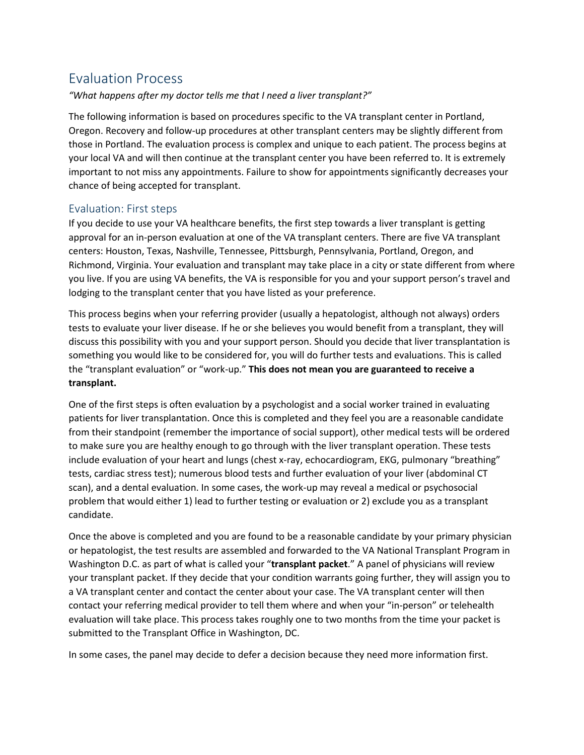# Evaluation Process

*"What happens after my doctor tells me that I need a liver transplant?"*

The following information is based on procedures specific to the VA transplant center in Portland, Oregon. Recovery and follow-up procedures at other transplant centers may be slightly different from those in Portland. The evaluation process is complex and unique to each patient. The process begins at your local VA and will then continue at the transplant center you have been referred to. It is extremely important to not miss any appointments. Failure to show for appointments significantly decreases your chance of being accepted for transplant.

## Evaluation: First steps

If you decide to use your VA healthcare benefits, the first step towards a liver transplant is getting approval for an in-person evaluation at one of the VA transplant centers. There are five VA transplant centers: Houston, Texas, Nashville, Tennessee, Pittsburgh, Pennsylvania, Portland, Oregon, and Richmond, Virginia. Your evaluation and transplant may take place in a city or state different from where you live. If you are using VA benefits, the VA is responsible for you and your support person's travel and lodging to the transplant center that you have listed as your preference.

This process begins when your referring provider (usually a hepatologist, although not always) orders tests to evaluate your liver disease. If he or she believes you would benefit from a transplant, they will discuss this possibility with you and your support person. Should you decide that liver transplantation is something you would like to be considered for, you will do further tests and evaluations. This is called the "transplant evaluation" or "work-up." **This does not mean you are guaranteed to receive a transplant.**

One of the first steps is often evaluation by a psychologist and a social worker trained in evaluating patients for liver transplantation. Once this is completed and they feel you are a reasonable candidate from their standpoint (remember the importance of social support), other medical tests will be ordered to make sure you are healthy enough to go through with the liver transplant operation. These tests include evaluation of your heart and lungs (chest x-ray, echocardiogram, EKG, pulmonary "breathing" tests, cardiac stress test); numerous blood tests and further evaluation of your liver (abdominal CT scan), and a dental evaluation. In some cases, the work-up may reveal a medical or psychosocial problem that would either 1) lead to further testing or evaluation or 2) exclude you as a transplant candidate.

Once the above is completed and you are found to be a reasonable candidate by your primary physician or hepatologist, the test results are assembled and forwarded to the VA National Transplant Program in Washington D.C. as part of what is called your "**transplant packet**." A panel of physicians will review your transplant packet. If they decide that your condition warrants going further, they will assign you to a VA transplant center and contact the center about your case. The VA transplant center will then contact your referring medical provider to tell them where and when your "in-person" or telehealth evaluation will take place. This process takes roughly one to two months from the time your packet is submitted to the Transplant Office in Washington, DC.

In some cases, the panel may decide to defer a decision because they need more information first.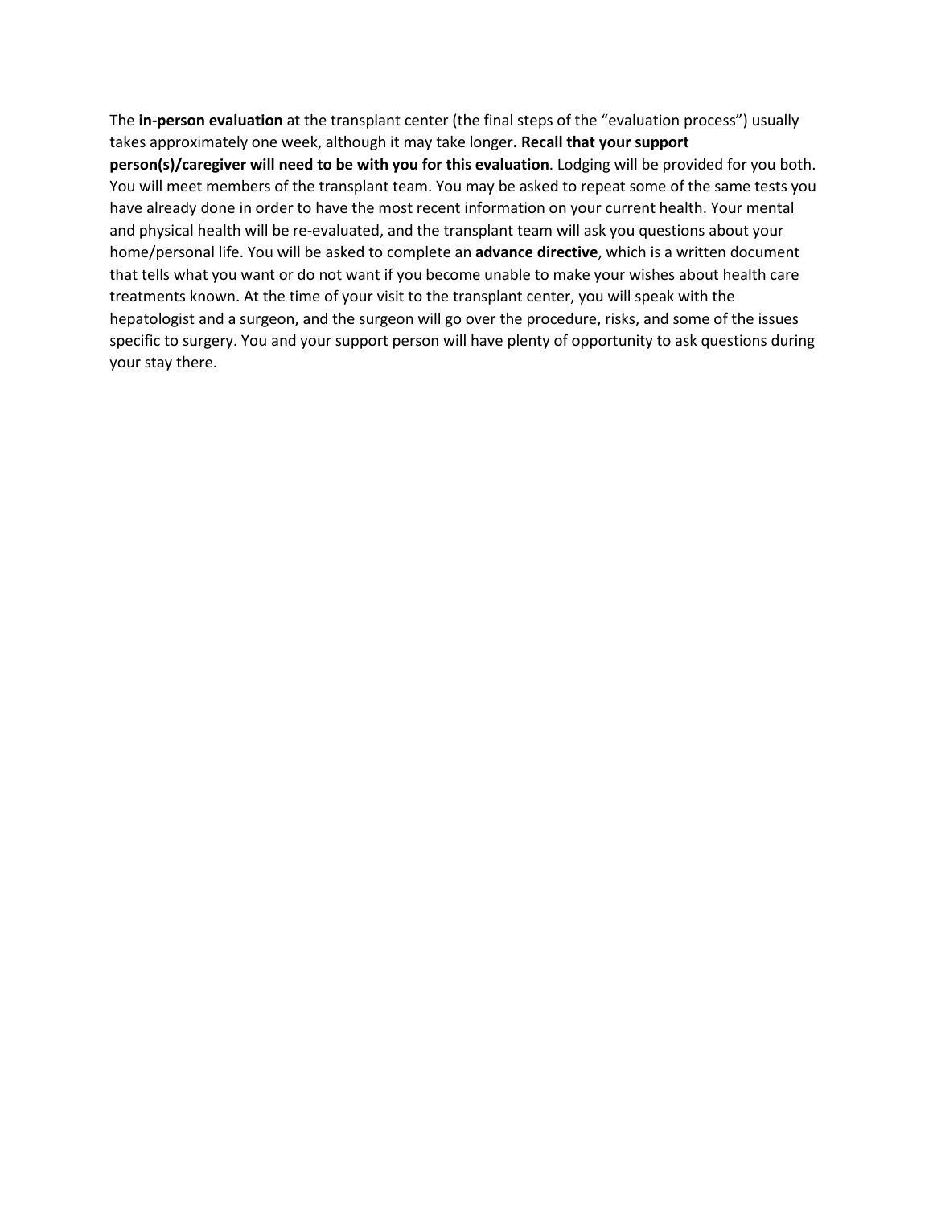The **in-person evaluation** at the transplant center (the final steps of the "evaluation process") usually takes approximately one week, although it may take longer**. Recall that your support person(s)/caregiver will need to be with you for this evaluation**. Lodging will be provided for you both. You will meet members of the transplant team. You may be asked to repeat some of the same tests you have already done in order to have the most recent information on your current health. Your mental and physical health will be re-evaluated, and the transplant team will ask you questions about your home/personal life. You will be asked to complete an **advance directive**, which is a written document that tells what you want or do not want if you become unable to make your wishes about health care treatments known. At the time of your visit to the transplant center, you will speak with the hepatologist and a surgeon, and the surgeon will go over the procedure, risks, and some of the issues specific to surgery. You and your support person will have plenty of opportunity to ask questions during your stay there.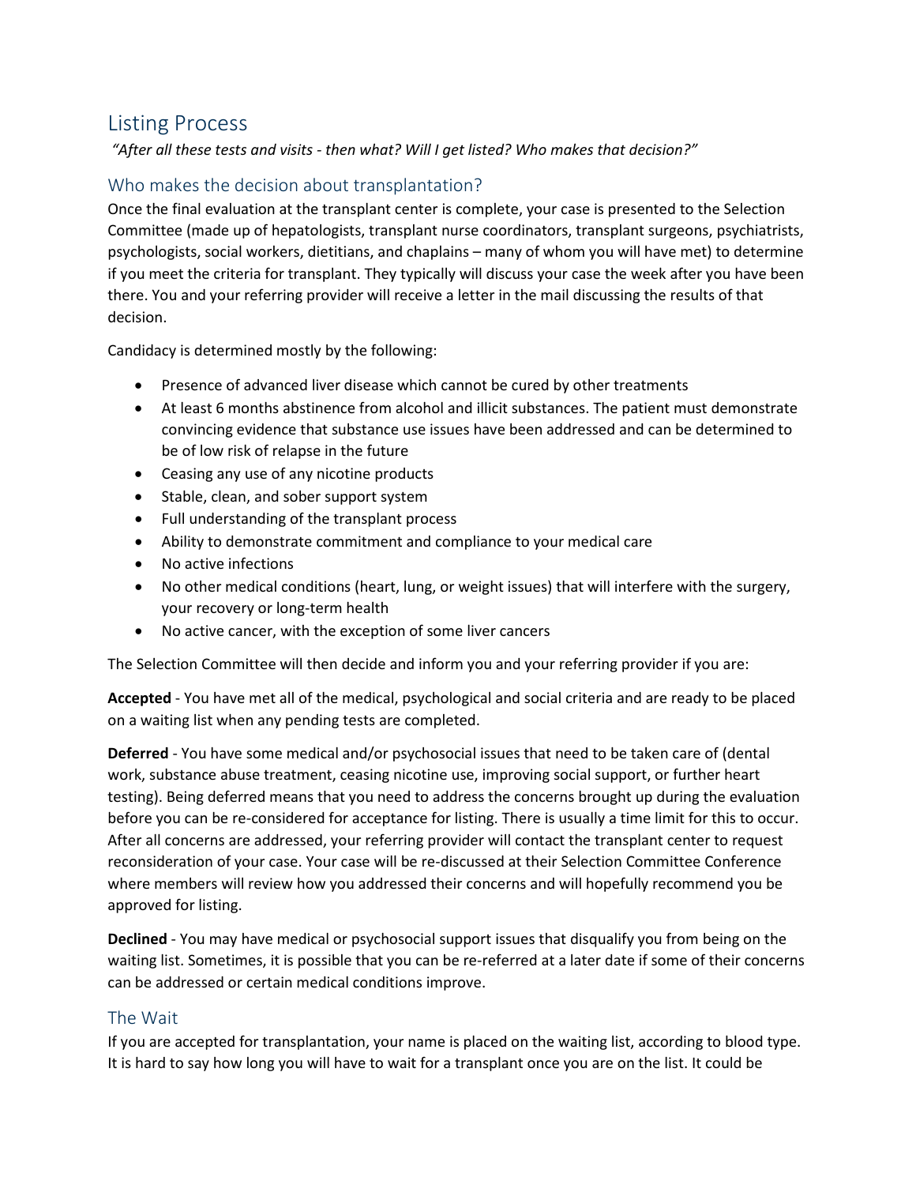# Listing Process

*"After all these tests and visits - then what? Will I get listed? Who makes that decision?"*

## Who makes the decision about transplantation?

Once the final evaluation at the transplant center is complete, your case is presented to the Selection Committee (made up of hepatologists, transplant nurse coordinators, transplant surgeons, psychiatrists, psychologists, social workers, dietitians, and chaplains – many of whom you will have met) to determine if you meet the criteria for transplant. They typically will discuss your case the week after you have been there. You and your referring provider will receive a letter in the mail discussing the results of that decision.

Candidacy is determined mostly by the following:

- Presence of advanced liver disease which cannot be cured by other treatments
- At least 6 months abstinence from alcohol and illicit substances. The patient must demonstrate convincing evidence that substance use issues have been addressed and can be determined to be of low risk of relapse in the future
- Ceasing any use of any nicotine products
- Stable, clean, and sober support system
- Full understanding of the transplant process
- Ability to demonstrate commitment and compliance to your medical care
- No active infections
- No other medical conditions (heart, lung, or weight issues) that will interfere with the surgery, your recovery or long-term health
- No active cancer, with the exception of some liver cancers

The Selection Committee will then decide and inform you and your referring provider if you are:

**Accepted** - You have met all of the medical, psychological and social criteria and are ready to be placed on a waiting list when any pending tests are completed.

**Deferred** - You have some medical and/or psychosocial issues that need to be taken care of (dental work, substance abuse treatment, ceasing nicotine use, improving social support, or further heart testing). Being deferred means that you need to address the concerns brought up during the evaluation before you can be re-considered for acceptance for listing. There is usually a time limit for this to occur. After all concerns are addressed, your referring provider will contact the transplant center to request reconsideration of your case. Your case will be re-discussed at their Selection Committee Conference where members will review how you addressed their concerns and will hopefully recommend you be approved for listing.

**Declined** - You may have medical or psychosocial support issues that disqualify you from being on the waiting list. Sometimes, it is possible that you can be re-referred at a later date if some of their concerns can be addressed or certain medical conditions improve.

## The Wait

If you are accepted for transplantation, your name is placed on the waiting list, according to blood type. It is hard to say how long you will have to wait for a transplant once you are on the list. It could be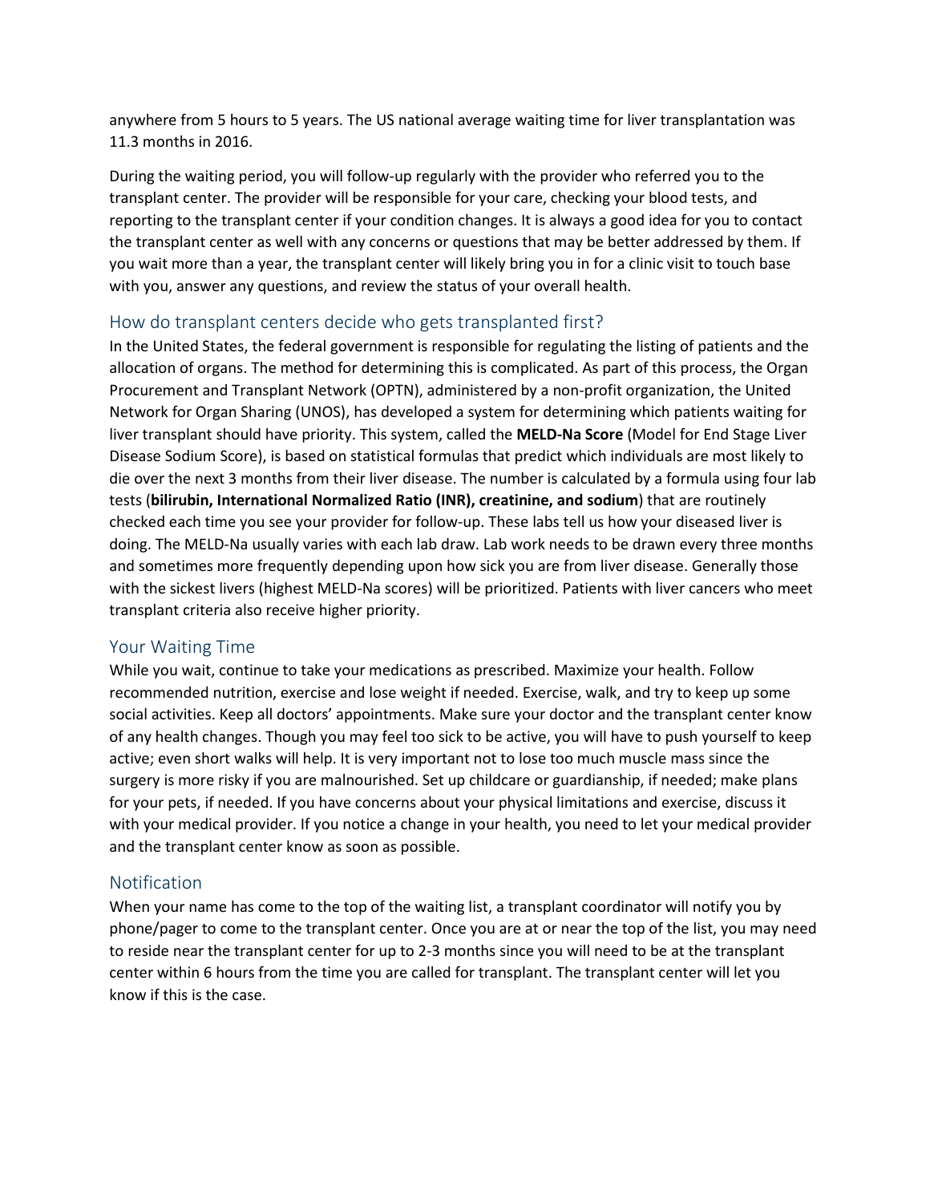anywhere from 5 hours to 5 years. The US national average waiting time for liver transplantation was 11.3 months in 2016.

During the waiting period, you will follow-up regularly with the provider who referred you to the transplant center. The provider will be responsible for your care, checking your blood tests, and reporting to the transplant center if your condition changes. It is always a good idea for you to contact the transplant center as well with any concerns or questions that may be better addressed by them. If you wait more than a year, the transplant center will likely bring you in for a clinic visit to touch base with you, answer any questions, and review the status of your overall health.

## How do transplant centers decide who gets transplanted first?

In the United States, the federal government is responsible for regulating the listing of patients and the allocation of organs. The method for determining this is complicated. As part of this process, the Organ Procurement and Transplant Network (OPTN), administered by a non-profit organization, the United Network for Organ Sharing (UNOS), has developed a system for determining which patients waiting for liver transplant should have priority. This system, called the **MELD-Na Score** (Model for End Stage Liver Disease Sodium Score), is based on statistical formulas that predict which individuals are most likely to die over the next 3 months from their liver disease. The number is calculated by a formula using four lab tests (**bilirubin, International Normalized Ratio (INR), creatinine, and sodium**) that are routinely checked each time you see your provider for follow-up. These labs tell us how your diseased liver is doing. The MELD-Na usually varies with each lab draw. Lab work needs to be drawn every three months and sometimes more frequently depending upon how sick you are from liver disease. Generally those with the sickest livers (highest MELD-Na scores) will be prioritized. Patients with liver cancers who meet transplant criteria also receive higher priority.

## Your Waiting Time

While you wait, continue to take your medications as prescribed. Maximize your health. Follow recommended nutrition, exercise and lose weight if needed. Exercise, walk, and try to keep up some social activities. Keep all doctors' appointments. Make sure your doctor and the transplant center know of any health changes. Though you may feel too sick to be active, you will have to push yourself to keep active; even short walks will help. It is very important not to lose too much muscle mass since the surgery is more risky if you are malnourished. Set up childcare or guardianship, if needed; make plans for your pets, if needed. If you have concerns about your physical limitations and exercise, discuss it with your medical provider. If you notice a change in your health, you need to let your medical provider and the transplant center know as soon as possible.

## Notification

When your name has come to the top of the waiting list, a transplant coordinator will notify you by phone/pager to come to the transplant center. Once you are at or near the top of the list, you may need to reside near the transplant center for up to 2-3 months since you will need to be at the transplant center within 6 hours from the time you are called for transplant. The transplant center will let you know if this is the case.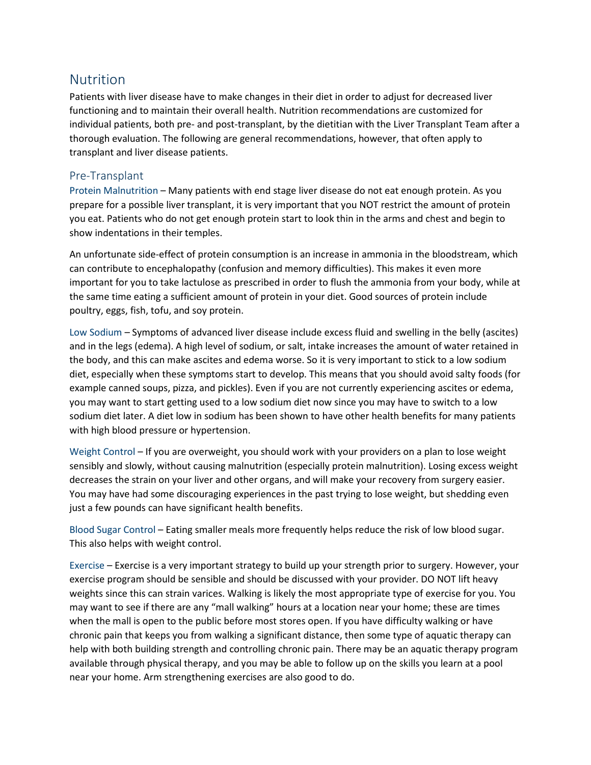## Nutrition

Patients with liver disease have to make changes in their diet in order to adjust for decreased liver functioning and to maintain their overall health. Nutrition recommendations are customized for individual patients, both pre- and post-transplant, by the dietitian with the Liver Transplant Team after a thorough evaluation. The following are general recommendations, however, that often apply to transplant and liver disease patients.

### Pre-Transplant

Protein Malnutrition – Many patients with end stage liver disease do not eat enough protein. As you prepare for a possible liver transplant, it is very important that you NOT restrict the amount of protein you eat. Patients who do not get enough protein start to look thin in the arms and chest and begin to show indentations in their temples.

An unfortunate side-effect of protein consumption is an increase in ammonia in the bloodstream, which can contribute to encephalopathy (confusion and memory difficulties). This makes it even more important for you to take lactulose as prescribed in order to flush the ammonia from your body, while at the same time eating a sufficient amount of protein in your diet. Good sources of protein include poultry, eggs, fish, tofu, and soy protein.

Low Sodium – Symptoms of advanced liver disease include excess fluid and swelling in the belly (ascites) and in the legs (edema). A high level of sodium, or salt, intake increases the amount of water retained in the body, and this can make ascites and edema worse. So it is very important to stick to a low sodium diet, especially when these symptoms start to develop. This means that you should avoid salty foods (for example canned soups, pizza, and pickles). Even if you are not currently experiencing ascites or edema, you may want to start getting used to a low sodium diet now since you may have to switch to a low sodium diet later. A diet low in sodium has been shown to have other health benefits for many patients with high blood pressure or hypertension.

Weight Control – If you are overweight, you should work with your providers on a plan to lose weight sensibly and slowly, without causing malnutrition (especially protein malnutrition). Losing excess weight decreases the strain on your liver and other organs, and will make your recovery from surgery easier. You may have had some discouraging experiences in the past trying to lose weight, but shedding even just a few pounds can have significant health benefits.

Blood Sugar Control – Eating smaller meals more frequently helps reduce the risk of low blood sugar. This also helps with weight control.

Exercise – Exercise is a very important strategy to build up your strength prior to surgery. However, your exercise program should be sensible and should be discussed with your provider. DO NOT lift heavy weights since this can strain varices. Walking is likely the most appropriate type of exercise for you. You may want to see if there are any "mall walking" hours at a location near your home; these are times when the mall is open to the public before most stores open. If you have difficulty walking or have chronic pain that keeps you from walking a significant distance, then some type of aquatic therapy can help with both building strength and controlling chronic pain. There may be an aquatic therapy program available through physical therapy, and you may be able to follow up on the skills you learn at a pool near your home. Arm strengthening exercises are also good to do.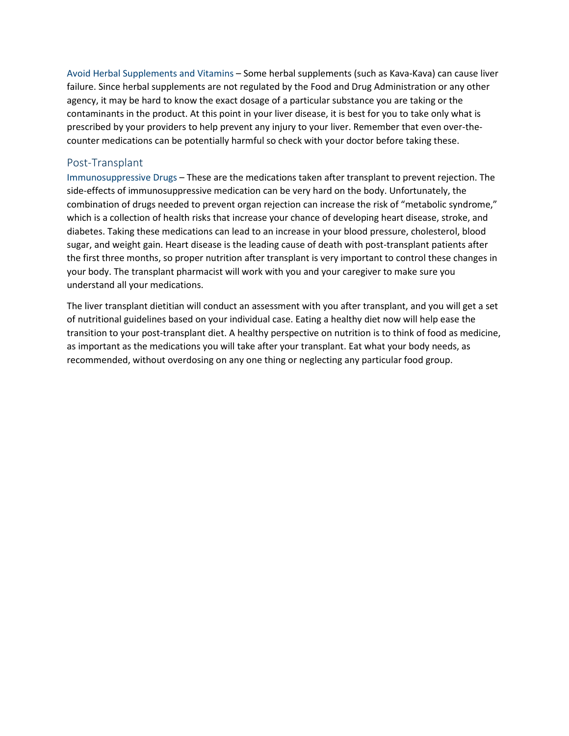**Avoid Herbal Supplements and Vitamins** – Some herbal supplements (such as Kava-Kava) can cause liver failure. Since herbal supplements are not regulated by the Food and Drug Administration or any other agency, it may be hard to know the exact dosage of a particular substance you are taking or the contaminants in the product. At this point in your liver disease, it is best for you to take only what is prescribed by your providers to help prevent any injury to your liver. Remember that even over-the-counter medications can be potentially harmful so check with your doctor before taking these.

## Post-Transplant

**Immunosuppressive Drugs** – These are the medications taken after transplant to prevent rejection. The side-effects of immunosuppressive medication can be very hard on the body. Unfortunately, the combination of drugs needed to prevent organ rejection can increase the risk of "metabolic syndrome," which is a collection of health risks that increase your chance of developing heart disease, stroke, and diabetes. Taking these medications can lead to an increase in your blood pressure, cholesterol, blood sugar, and weight gain. Heart disease is the leading cause of death with post-transplant patients after the first three months, so proper nutrition after transplant is very important to control these changes in your body. The transplant pharmacist will work with you and your caregiver to make sure you understand all your medications.

The liver transplant dietitian will conduct an assessment with you after transplant, and you will get a set of nutritional guidelines based on your individual case. Eating a healthy diet now will help ease the transition to your post-transplant diet. A healthy perspective on nutrition is to think of food as medicine, as important as the medications you will take after your transplant. Eat what your body needs, as recommended, without overdosing on any one thing or neglecting any particular food group.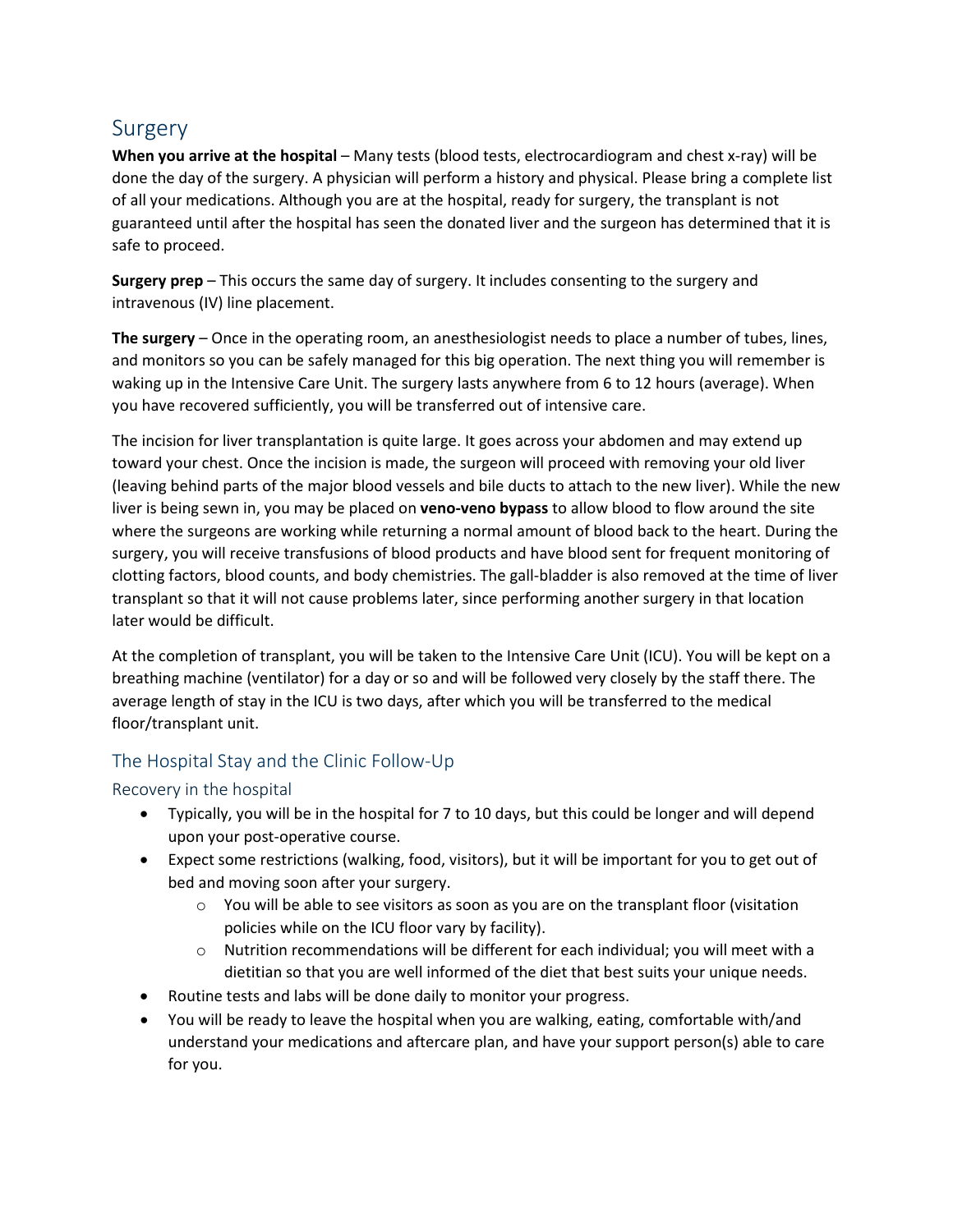# Surgery

**When you arrive at the hospital** – Many tests (blood tests, electrocardiogram and chest x-ray) will be done the day of the surgery. A physician will perform a history and physical. Please bring a complete list of all your medications. Although you are at the hospital, ready for surgery, the transplant is not guaranteed until after the hospital has seen the donated liver and the surgeon has determined that it is safe to proceed.

**Surgery prep** – This occurs the same day of surgery. It includes consenting to the surgery and intravenous (IV) line placement.

**The surgery** – Once in the operating room, an anesthesiologist needs to place a number of tubes, lines, and monitors so you can be safely managed for this big operation. The next thing you will remember is waking up in the Intensive Care Unit. The surgery lasts anywhere from 6 to 12 hours (average). When you have recovered sufficiently, you will be transferred out of intensive care.

The incision for liver transplantation is quite large. It goes across your abdomen and may extend up toward your chest. Once the incision is made, the surgeon will proceed with removing your old liver (leaving behind parts of the major blood vessels and bile ducts to attach to the new liver). While the new liver is being sewn in, you may be placed on **veno-veno bypass** to allow blood to flow around the site where the surgeons are working while returning a normal amount of blood back to the heart. During the surgery, you will receive transfusions of blood products and have blood sent for frequent monitoring of clotting factors, blood counts, and body chemistries. The gall-bladder is also removed at the time of liver transplant so that it will not cause problems later, since performing another surgery in that location later would be difficult.

At the completion of transplant, you will be taken to the Intensive Care Unit (ICU). You will be kept on a breathing machine (ventilator) for a day or so and will be followed very closely by the staff there. The average length of stay in the ICU is two days, after which you will be transferred to the medical floor/transplant unit.

## The Hospital Stay and the Clinic Follow-Up

### Recovery in the hospital

- Typically, you will be in the hospital for 7 to 10 days, but this could be longer and will depend upon your post-operative course.
- Expect some restrictions (walking, food, visitors), but it will be important for you to get out of bed and moving soon after your surgery.
  - You will be able to see visitors as soon as you are on the transplant floor (visitation policies while on the ICU floor vary by facility).
  - Nutrition recommendations will be different for each individual; you will meet with a dietitian so that you are well informed of the diet that best suits your unique needs.
- Routine tests and labs will be done daily to monitor your progress.
- You will be ready to leave the hospital when you are walking, eating, comfortable with/and understand your medications and aftercare plan, and have your support person(s) able to care for you.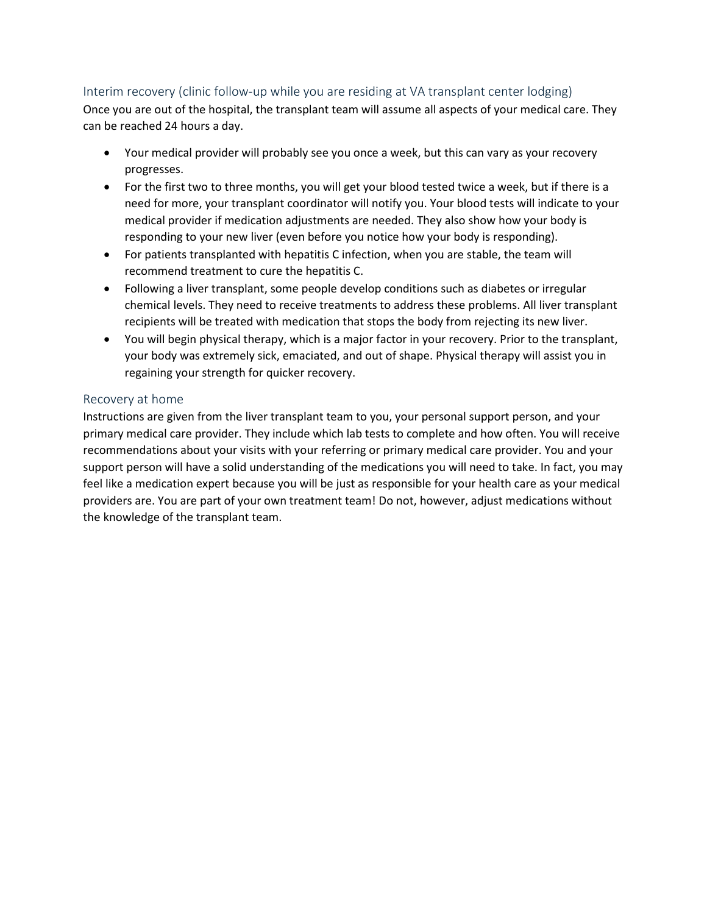## Interim recovery (clinic follow-up while you are residing at VA transplant center lodging)

Once you are out of the hospital, the transplant team will assume all aspects of your medical care. They can be reached 24 hours a day.

- Your medical provider will probably see you once a week, but this can vary as your recovery progresses.
- For the first two to three months, you will get your blood tested twice a week, but if there is a need for more, your transplant coordinator will notify you. Your blood tests will indicate to your medical provider if medication adjustments are needed. They also show how your body is responding to your new liver (even before you notice how your body is responding).
- For patients transplanted with hepatitis C infection, when you are stable, the team will recommend treatment to cure the hepatitis C.
- Following a liver transplant, some people develop conditions such as diabetes or irregular chemical levels. They need to receive treatments to address these problems. All liver transplant recipients will be treated with medication that stops the body from rejecting its new liver.
- You will begin physical therapy, which is a major factor in your recovery. Prior to the transplant, your body was extremely sick, emaciated, and out of shape. Physical therapy will assist you in regaining your strength for quicker recovery.

## Recovery at home

Instructions are given from the liver transplant team to you, your personal support person, and your primary medical care provider. They include which lab tests to complete and how often. You will receive recommendations about your visits with your referring or primary medical care provider. You and your support person will have a solid understanding of the medications you will need to take. In fact, you may feel like a medication expert because you will be just as responsible for your health care as your medical providers are. You are part of your own treatment team! Do not, however, adjust medications without the knowledge of the transplant team.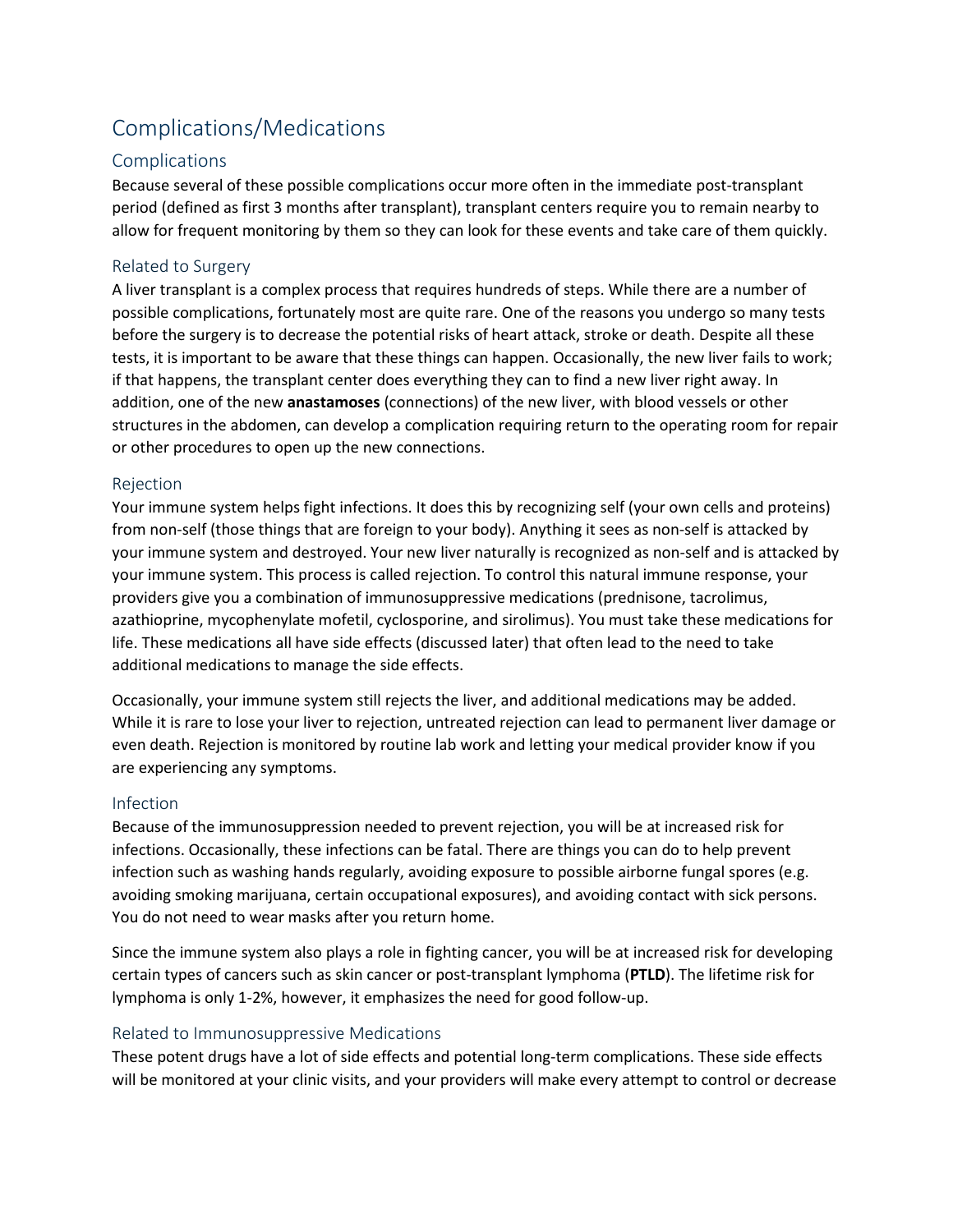# Complications/Medications

## Complications

Because several of these possible complications occur more often in the immediate post-transplant period (defined as first 3 months after transplant), transplant centers require you to remain nearby to allow for frequent monitoring by them so they can look for these events and take care of them quickly.

### Related to Surgery

A liver transplant is a complex process that requires hundreds of steps. While there are a number of possible complications, fortunately most are quite rare. One of the reasons you undergo so many tests before the surgery is to decrease the potential risks of heart attack, stroke or death. Despite all these tests, it is important to be aware that these things can happen. Occasionally, the new liver fails to work; if that happens, the transplant center does everything they can to find a new liver right away. In addition, one of the new **anastamoses** (connections) of the new liver, with blood vessels or other structures in the abdomen, can develop a complication requiring return to the operating room for repair or other procedures to open up the new connections.

### Rejection

Your immune system helps fight infections. It does this by recognizing self (your own cells and proteins) from non-self (those things that are foreign to your body). Anything it sees as non-self is attacked by your immune system and destroyed. Your new liver naturally is recognized as non-self and is attacked by your immune system. This process is called rejection. To control this natural immune response, your providers give you a combination of immunosuppressive medications (prednisone, tacrolimus, azathioprine, mycophenylate mofetil, cyclosporine, and sirolimus). You must take these medications for life. These medications all have side effects (discussed later) that often lead to the need to take additional medications to manage the side effects.

Occasionally, your immune system still rejects the liver, and additional medications may be added. While it is rare to lose your liver to rejection, untreated rejection can lead to permanent liver damage or even death. Rejection is monitored by routine lab work and letting your medical provider know if you are experiencing any symptoms.

### Infection

Because of the immunosuppression needed to prevent rejection, you will be at increased risk for infections. Occasionally, these infections can be fatal. There are things you can do to help prevent infection such as washing hands regularly, avoiding exposure to possible airborne fungal spores (e.g. avoiding smoking marijuana, certain occupational exposures), and avoiding contact with sick persons. You do not need to wear masks after you return home.

Since the immune system also plays a role in fighting cancer, you will be at increased risk for developing certain types of cancers such as skin cancer or post-transplant lymphoma (**PTLD**). The lifetime risk for lymphoma is only 1-2%, however, it emphasizes the need for good follow-up.

### Related to Immunosuppressive Medications

These potent drugs have a lot of side effects and potential long-term complications. These side effects will be monitored at your clinic visits, and your providers will make every attempt to control or decrease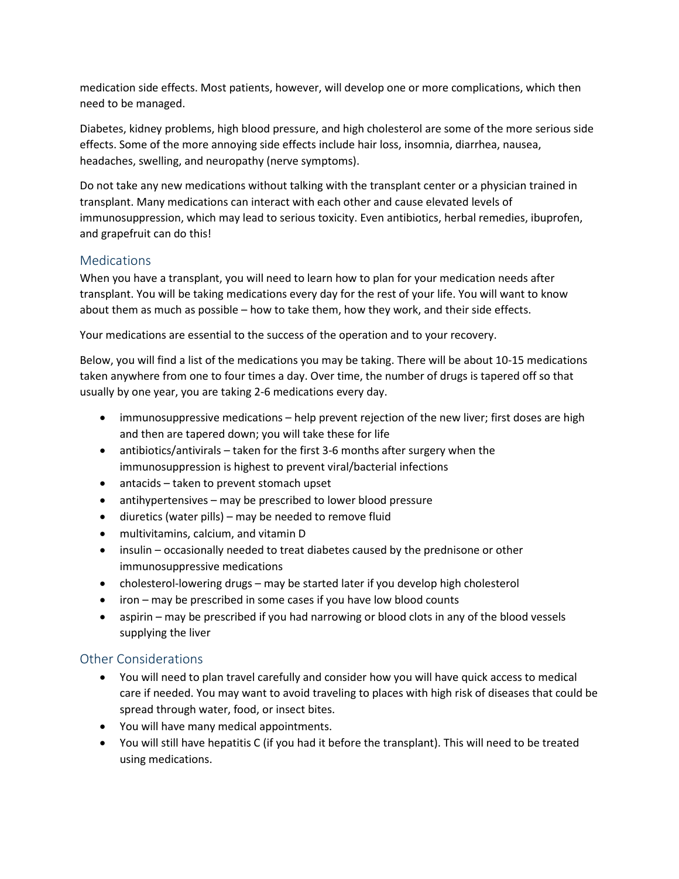medication side effects. Most patients, however, will develop one or more complications, which then need to be managed.

Diabetes, kidney problems, high blood pressure, and high cholesterol are some of the more serious side effects. Some of the more annoying side effects include hair loss, insomnia, diarrhea, nausea, headaches, swelling, and neuropathy (nerve symptoms).

Do not take any new medications without talking with the transplant center or a physician trained in transplant. Many medications can interact with each other and cause elevated levels of immunosuppression, which may lead to serious toxicity. Even antibiotics, herbal remedies, ibuprofen, and grapefruit can do this!

## Medications

When you have a transplant, you will need to learn how to plan for your medication needs after transplant. You will be taking medications every day for the rest of your life. You will want to know about them as much as possible – how to take them, how they work, and their side effects.

Your medications are essential to the success of the operation and to your recovery.

Below, you will find a list of the medications you may be taking. There will be about 10-15 medications taken anywhere from one to four times a day. Over time, the number of drugs is tapered off so that usually by one year, you are taking 2-6 medications every day.

- immunosuppressive medications – help prevent rejection of the new liver; first doses are high and then are tapered down; you will take these for life
- antibiotics/antivirals – taken for the first 3-6 months after surgery when the immunosuppression is highest to prevent viral/bacterial infections
- antacids – taken to prevent stomach upset
- antihypertensives – may be prescribed to lower blood pressure
- diuretics (water pills) – may be needed to remove fluid
- multivitamins, calcium, and vitamin D
- insulin – occasionally needed to treat diabetes caused by the prednisone or other immunosuppressive medications
- cholesterol-lowering drugs – may be started later if you develop high cholesterol
- iron – may be prescribed in some cases if you have low blood counts
- aspirin – may be prescribed if you had narrowing or blood clots in any of the blood vessels supplying the liver

## Other Considerations

- You will need to plan travel carefully and consider how you will have quick access to medical care if needed. You may want to avoid traveling to places with high risk of diseases that could be spread through water, food, or insect bites.
- You will have many medical appointments.
- You will still have hepatitis C (if you had it before the transplant). This will need to be treated using medications.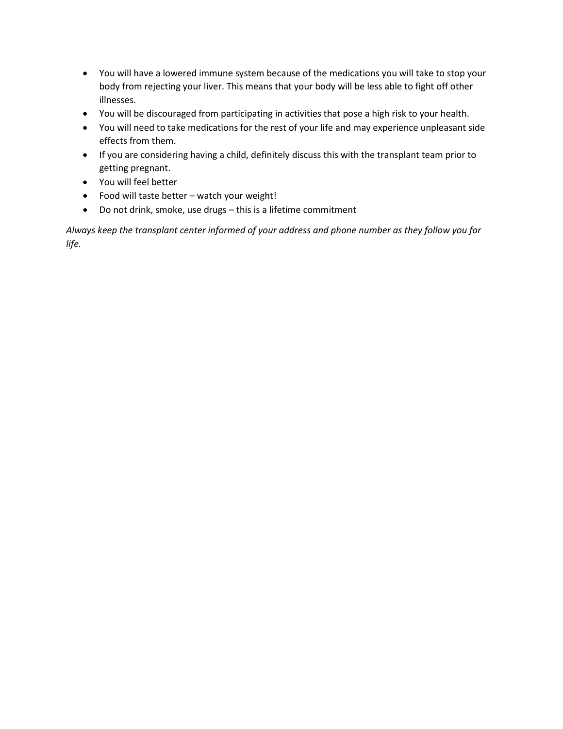- You will have a lowered immune system because of the medications you will take to stop your body from rejecting your liver. This means that your body will be less able to fight off other illnesses.
- You will be discouraged from participating in activities that pose a high risk to your health.
- You will need to take medications for the rest of your life and may experience unpleasant side effects from them.
- If you are considering having a child, definitely discuss this with the transplant team prior to getting pregnant.
- You will feel better
- Food will taste better – watch your weight!
- Do not drink, smoke, use drugs – this is a lifetime commitment

*Always keep the transplant center informed of your address and phone number as they follow you for life.*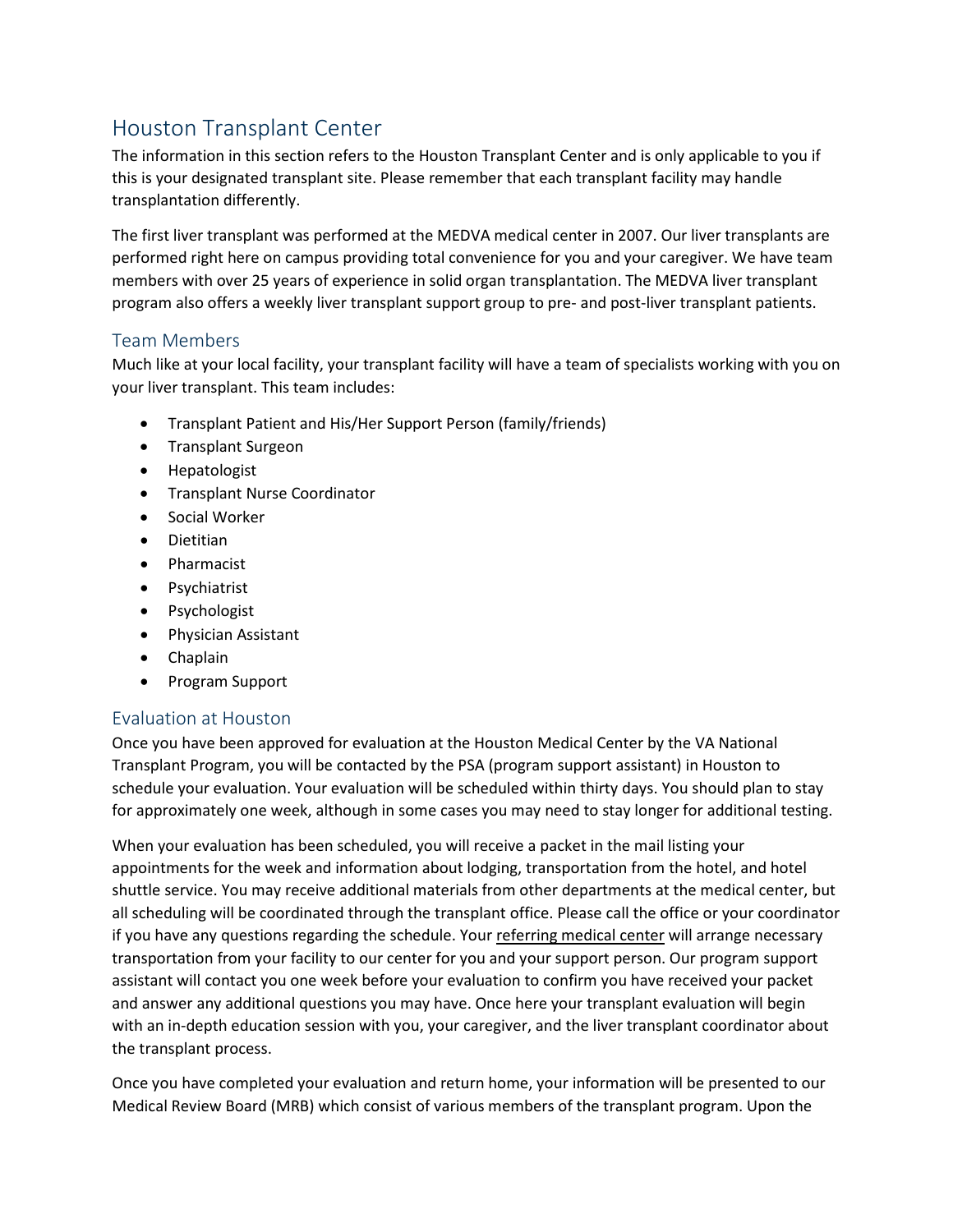# Houston Transplant Center

The information in this section refers to the Houston Transplant Center and is only applicable to you if this is your designated transplant site. Please remember that each transplant facility may handle transplantation differently.

The first liver transplant was performed at the MEDVA medical center in 2007. Our liver transplants are performed right here on campus providing total convenience for you and your caregiver. We have team members with over 25 years of experience in solid organ transplantation. The MEDVA liver transplant program also offers a weekly liver transplant support group to pre- and post-liver transplant patients.

## Team Members

Much like at your local facility, your transplant facility will have a team of specialists working with you on your liver transplant. This team includes:

- Transplant Patient and His/Her Support Person (family/friends)
- Transplant Surgeon
- Hepatologist
- Transplant Nurse Coordinator
- Social Worker
- Dietitian
- Pharmacist
- Psychiatrist
- Psychologist
- Physician Assistant
- Chaplain
- Program Support

## Evaluation at Houston

Once you have been approved for evaluation at the Houston Medical Center by the VA National Transplant Program, you will be contacted by the PSA (program support assistant) in Houston to schedule your evaluation. Your evaluation will be scheduled within thirty days. You should plan to stay for approximately one week, although in some cases you may need to stay longer for additional testing.

When your evaluation has been scheduled, you will receive a packet in the mail listing your appointments for the week and information about lodging, transportation from the hotel, and hotel shuttle service. You may receive additional materials from other departments at the medical center, but all scheduling will be coordinated through the transplant office. Please call the office or your coordinator if you have any questions regarding the schedule. Your referring medical center will arrange necessary transportation from your facility to our center for you and your support person. Our program support assistant will contact you one week before your evaluation to confirm you have received your packet and answer any additional questions you may have. Once here your transplant evaluation will begin with an in-depth education session with you, your caregiver, and the liver transplant coordinator about the transplant process.

Once you have completed your evaluation and return home, your information will be presented to our Medical Review Board (MRB) which consist of various members of the transplant program. Upon the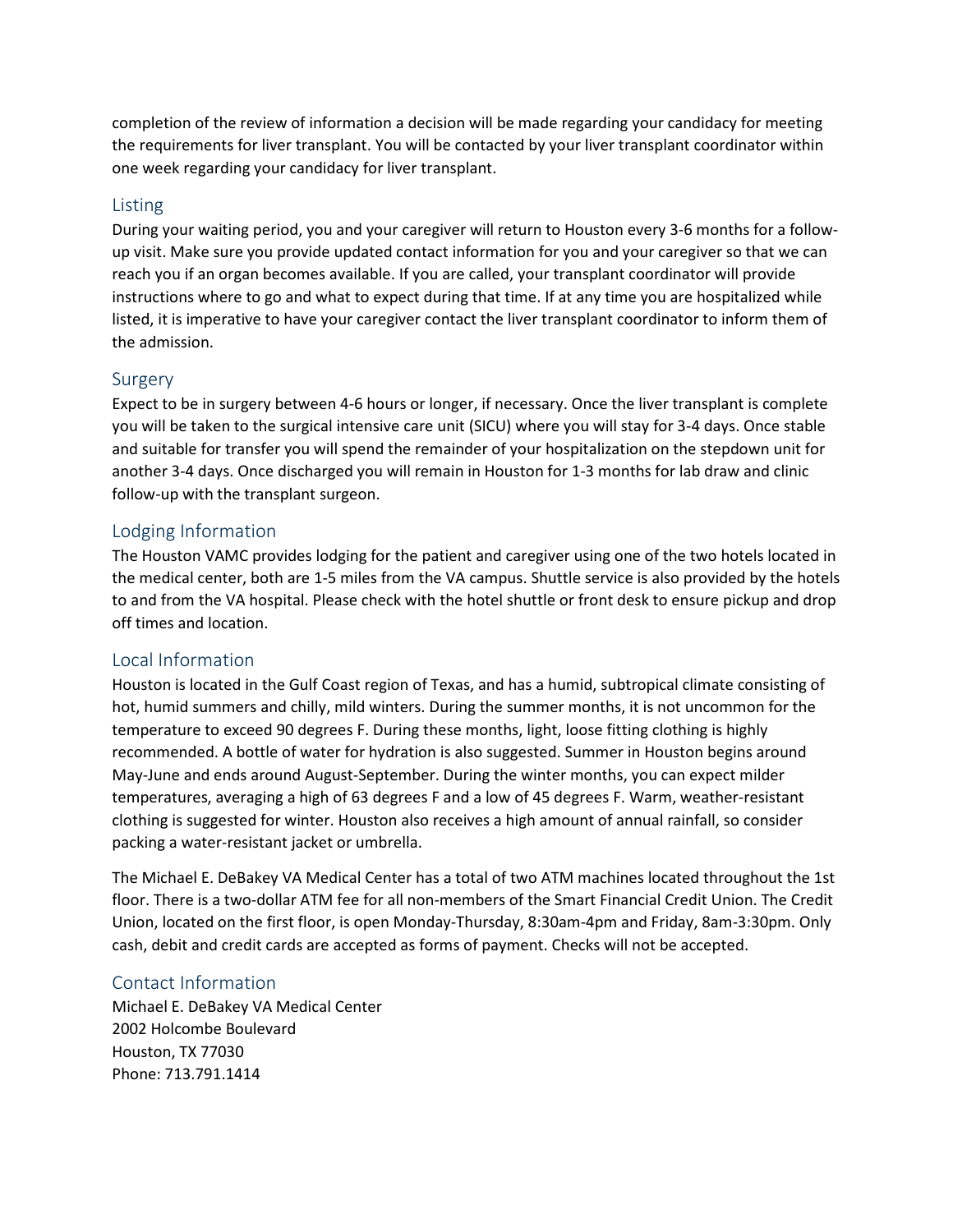completion of the review of information a decision will be made regarding your candidacy for meeting the requirements for liver transplant. You will be contacted by your liver transplant coordinator within one week regarding your candidacy for liver transplant.

## Listing

During your waiting period, you and your caregiver will return to Houston every 3-6 months for a follow-up visit. Make sure you provide updated contact information for you and your caregiver so that we can reach you if an organ becomes available. If you are called, your transplant coordinator will provide instructions where to go and what to expect during that time. If at any time you are hospitalized while listed, it is imperative to have your caregiver contact the liver transplant coordinator to inform them of the admission.

## Surgery

Expect to be in surgery between 4-6 hours or longer, if necessary. Once the liver transplant is complete you will be taken to the surgical intensive care unit (SICU) where you will stay for 3-4 days. Once stable and suitable for transfer you will spend the remainder of your hospitalization on the stepdown unit for another 3-4 days. Once discharged you will remain in Houston for 1-3 months for lab draw and clinic follow-up with the transplant surgeon.

## Lodging Information

The Houston VAMC provides lodging for the patient and caregiver using one of the two hotels located in the medical center, both are 1-5 miles from the VA campus. Shuttle service is also provided by the hotels to and from the VA hospital. Please check with the hotel shuttle or front desk to ensure pickup and drop off times and location.

## Local Information

Houston is located in the Gulf Coast region of Texas, and has a humid, subtropical climate consisting of hot, humid summers and chilly, mild winters. During the summer months, it is not uncommon for the temperature to exceed 90 degrees F. During these months, light, loose fitting clothing is highly recommended. A bottle of water for hydration is also suggested. Summer in Houston begins around May-June and ends around August-September. During the winter months, you can expect milder temperatures, averaging a high of 63 degrees F and a low of 45 degrees F. Warm, weather-resistant clothing is suggested for winter. Houston also receives a high amount of annual rainfall, so consider packing a water-resistant jacket or umbrella.

The Michael E. DeBakey VA Medical Center has a total of two ATM machines located throughout the 1st floor. There is a two-dollar ATM fee for all non-members of the Smart Financial Credit Union. The Credit Union, located on the first floor, is open Monday-Thursday, 8:30am-4pm and Friday, 8am-3:30pm. Only cash, debit and credit cards are accepted as forms of payment. Checks will not be accepted.

## Contact Information

Michael E. DeBakey VA Medical Center
2002 Holcombe Boulevard
Houston, TX 77030
Phone: 713.791.1414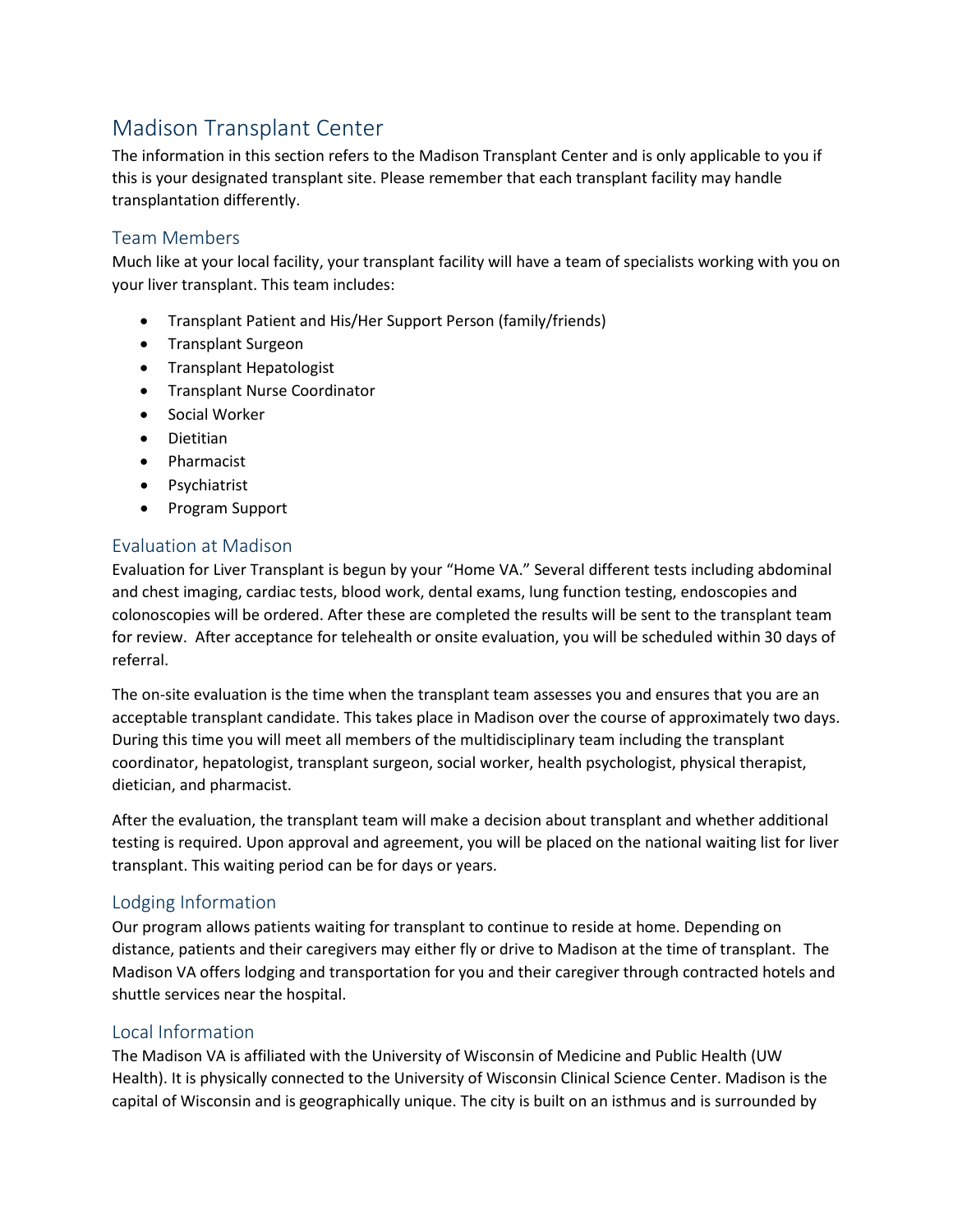# Madison Transplant Center

The information in this section refers to the Madison Transplant Center and is only applicable to you if this is your designated transplant site. Please remember that each transplant facility may handle transplantation differently.

## Team Members

Much like at your local facility, your transplant facility will have a team of specialists working with you on your liver transplant. This team includes:

- Transplant Patient and His/Her Support Person (family/friends)
- Transplant Surgeon
- Transplant Hepatologist
- Transplant Nurse Coordinator
- Social Worker
- Dietitian
- Pharmacist
- Psychiatrist
- Program Support

## Evaluation at Madison

Evaluation for Liver Transplant is begun by your "Home VA." Several different tests including abdominal and chest imaging, cardiac tests, blood work, dental exams, lung function testing, endoscopies and colonoscopies will be ordered. After these are completed the results will be sent to the transplant team for review. After acceptance for telehealth or onsite evaluation, you will be scheduled within 30 days of referral.

The on-site evaluation is the time when the transplant team assesses you and ensures that you are an acceptable transplant candidate. This takes place in Madison over the course of approximately two days. During this time you will meet all members of the multidisciplinary team including the transplant coordinator, hepatologist, transplant surgeon, social worker, health psychologist, physical therapist, dietician, and pharmacist.

After the evaluation, the transplant team will make a decision about transplant and whether additional testing is required. Upon approval and agreement, you will be placed on the national waiting list for liver transplant. This waiting period can be for days or years.

## Lodging Information

Our program allows patients waiting for transplant to continue to reside at home. Depending on distance, patients and their caregivers may either fly or drive to Madison at the time of transplant. The Madison VA offers lodging and transportation for you and their caregiver through contracted hotels and shuttle services near the hospital.

## Local Information

The Madison VA is affiliated with the University of Wisconsin of Medicine and Public Health (UW Health). It is physically connected to the University of Wisconsin Clinical Science Center. Madison is the capital of Wisconsin and is geographically unique. The city is built on an isthmus and is surrounded by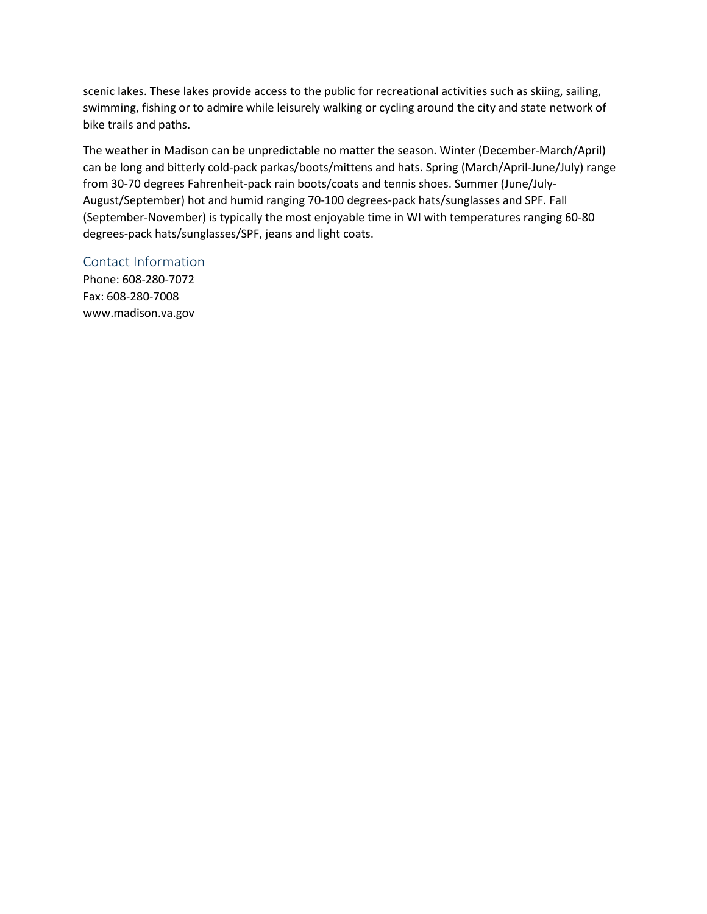scenic lakes. These lakes provide access to the public for recreational activities such as skiing, sailing, swimming, fishing or to admire while leisurely walking or cycling around the city and state network of bike trails and paths.

The weather in Madison can be unpredictable no matter the season. Winter (December-March/April) can be long and bitterly cold-pack parkas/boots/mittens and hats. Spring (March/April-June/July) range from 30-70 degrees Fahrenheit-pack rain boots/coats and tennis shoes. Summer (June/July-August/September) hot and humid ranging 70-100 degrees-pack hats/sunglasses and SPF. Fall (September-November) is typically the most enjoyable time in WI with temperatures ranging 60-80 degrees-pack hats/sunglasses/SPF, jeans and light coats.

## Contact Information

Phone: 608-280-7072
Fax: 608-280-7008
www.madison.va.gov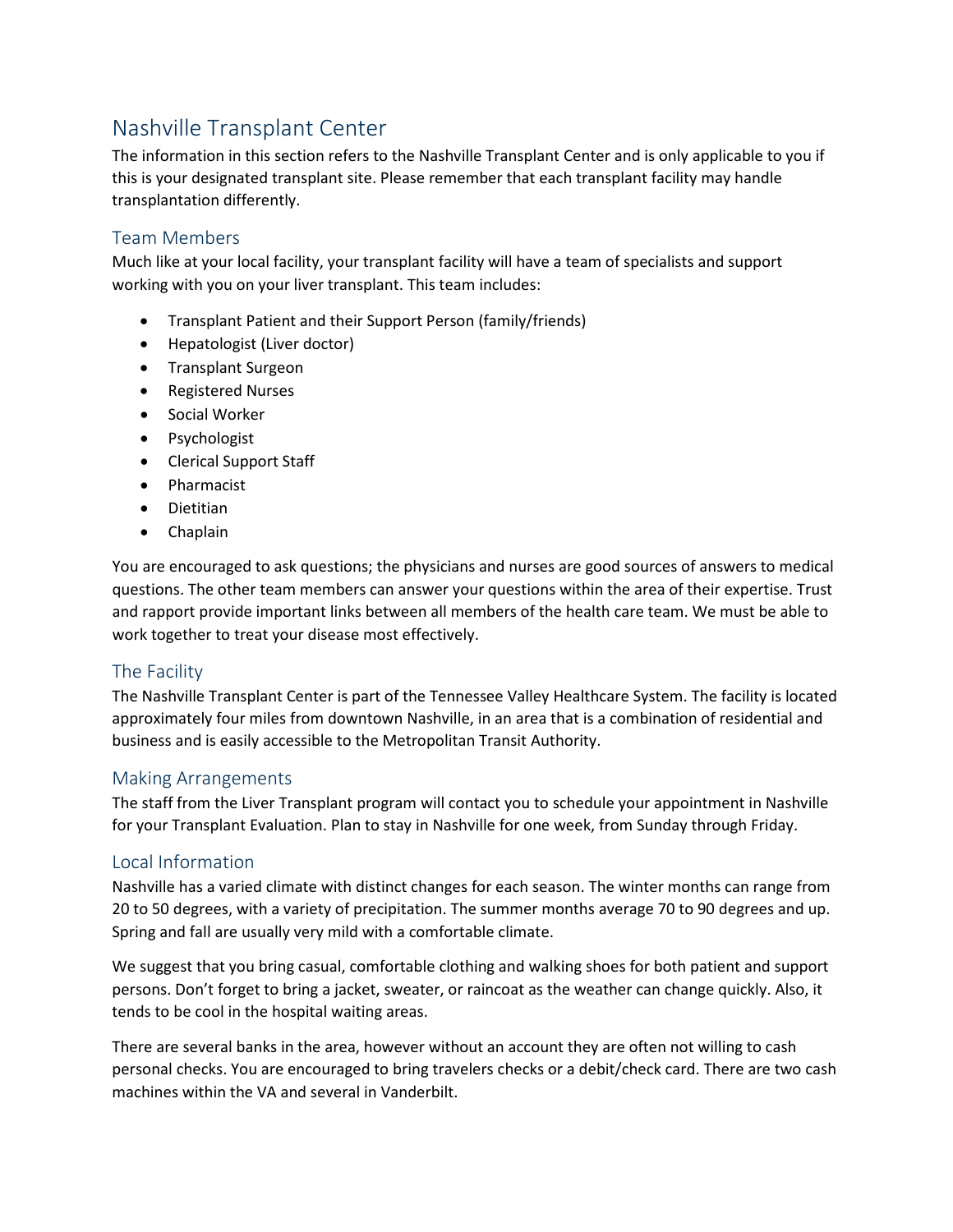# Nashville Transplant Center

The information in this section refers to the Nashville Transplant Center and is only applicable to you if this is your designated transplant site. Please remember that each transplant facility may handle transplantation differently.

## Team Members

Much like at your local facility, your transplant facility will have a team of specialists and support working with you on your liver transplant. This team includes:

- Transplant Patient and their Support Person (family/friends)
- Hepatologist (Liver doctor)
- Transplant Surgeon
- Registered Nurses
- Social Worker
- Psychologist
- Clerical Support Staff
- Pharmacist
- Dietitian
- Chaplain

You are encouraged to ask questions; the physicians and nurses are good sources of answers to medical questions. The other team members can answer your questions within the area of their expertise. Trust and rapport provide important links between all members of the health care team. We must be able to work together to treat your disease most effectively.

## The Facility

The Nashville Transplant Center is part of the Tennessee Valley Healthcare System. The facility is located approximately four miles from downtown Nashville, in an area that is a combination of residential and business and is easily accessible to the Metropolitan Transit Authority.

## Making Arrangements

The staff from the Liver Transplant program will contact you to schedule your appointment in Nashville for your Transplant Evaluation. Plan to stay in Nashville for one week, from Sunday through Friday.

## Local Information

Nashville has a varied climate with distinct changes for each season. The winter months can range from 20 to 50 degrees, with a variety of precipitation. The summer months average 70 to 90 degrees and up. Spring and fall are usually very mild with a comfortable climate.

We suggest that you bring casual, comfortable clothing and walking shoes for both patient and support persons. Don't forget to bring a jacket, sweater, or raincoat as the weather can change quickly. Also, it tends to be cool in the hospital waiting areas.

There are several banks in the area, however without an account they are often not willing to cash personal checks. You are encouraged to bring travelers checks or a debit/check card. There are two cash machines within the VA and several in Vanderbilt.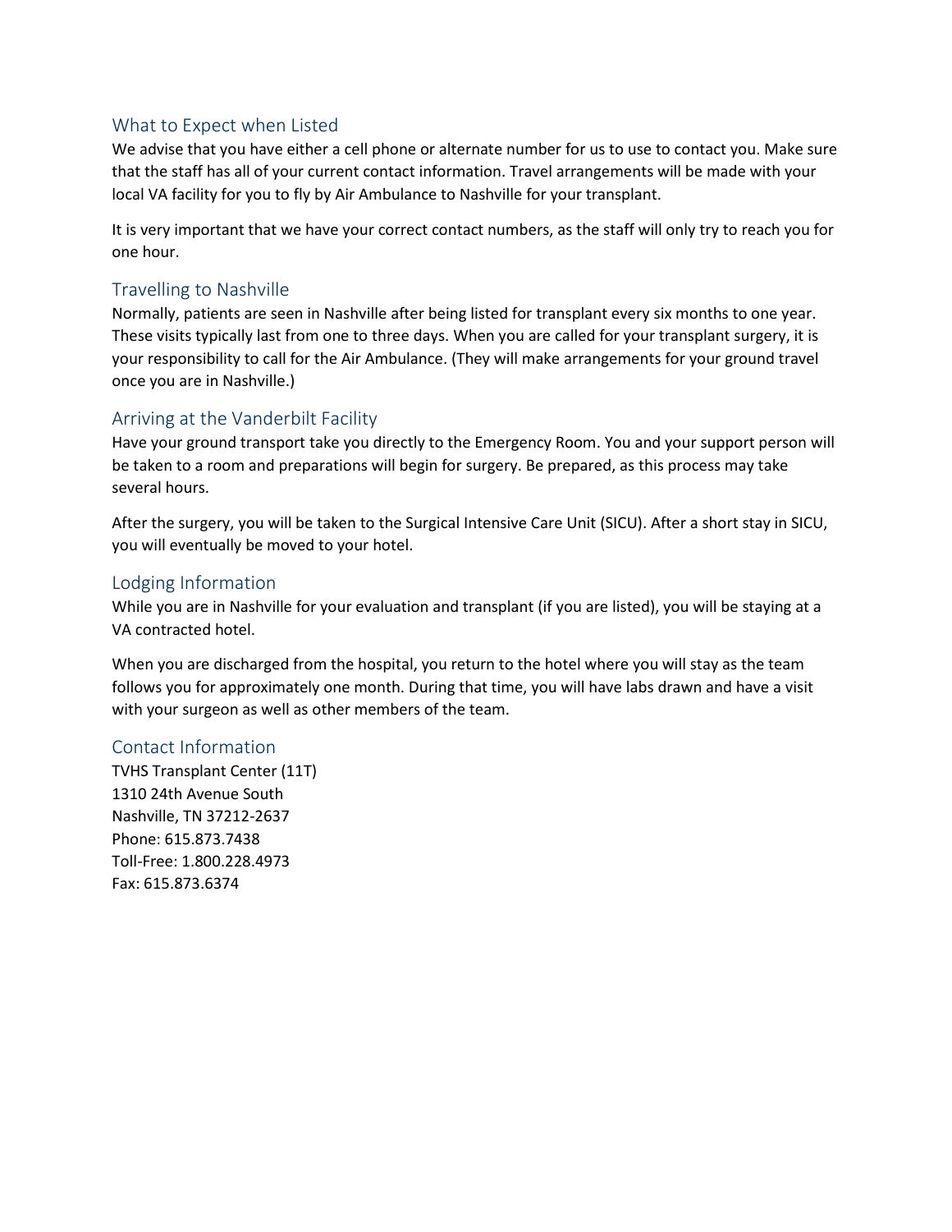## What to Expect when Listed

We advise that you have either a cell phone or alternate number for us to use to contact you. Make sure that the staff has all of your current contact information. Travel arrangements will be made with your local VA facility for you to fly by Air Ambulance to Nashville for your transplant.

It is very important that we have your correct contact numbers, as the staff will only try to reach you for one hour.

## Travelling to Nashville

Normally, patients are seen in Nashville after being listed for transplant every six months to one year. These visits typically last from one to three days. When you are called for your transplant surgery, it is your responsibility to call for the Air Ambulance. (They will make arrangements for your ground travel once you are in Nashville.)

## Arriving at the Vanderbilt Facility

Have your ground transport take you directly to the Emergency Room. You and your support person will be taken to a room and preparations will begin for surgery. Be prepared, as this process may take several hours.

After the surgery, you will be taken to the Surgical Intensive Care Unit (SICU). After a short stay in SICU, you will eventually be moved to your hotel.

## Lodging Information

While you are in Nashville for your evaluation and transplant (if you are listed), you will be staying at a VA contracted hotel.

When you are discharged from the hospital, you return to the hotel where you will stay as the team follows you for approximately one month. During that time, you will have labs drawn and have a visit with your surgeon as well as other members of the team.

## Contact Information

TVHS Transplant Center (11T)
1310 24th Avenue South
Nashville, TN 37212-2637
Phone: 615.873.7438
Toll-Free: 1.800.228.4973
Fax: 615.873.6374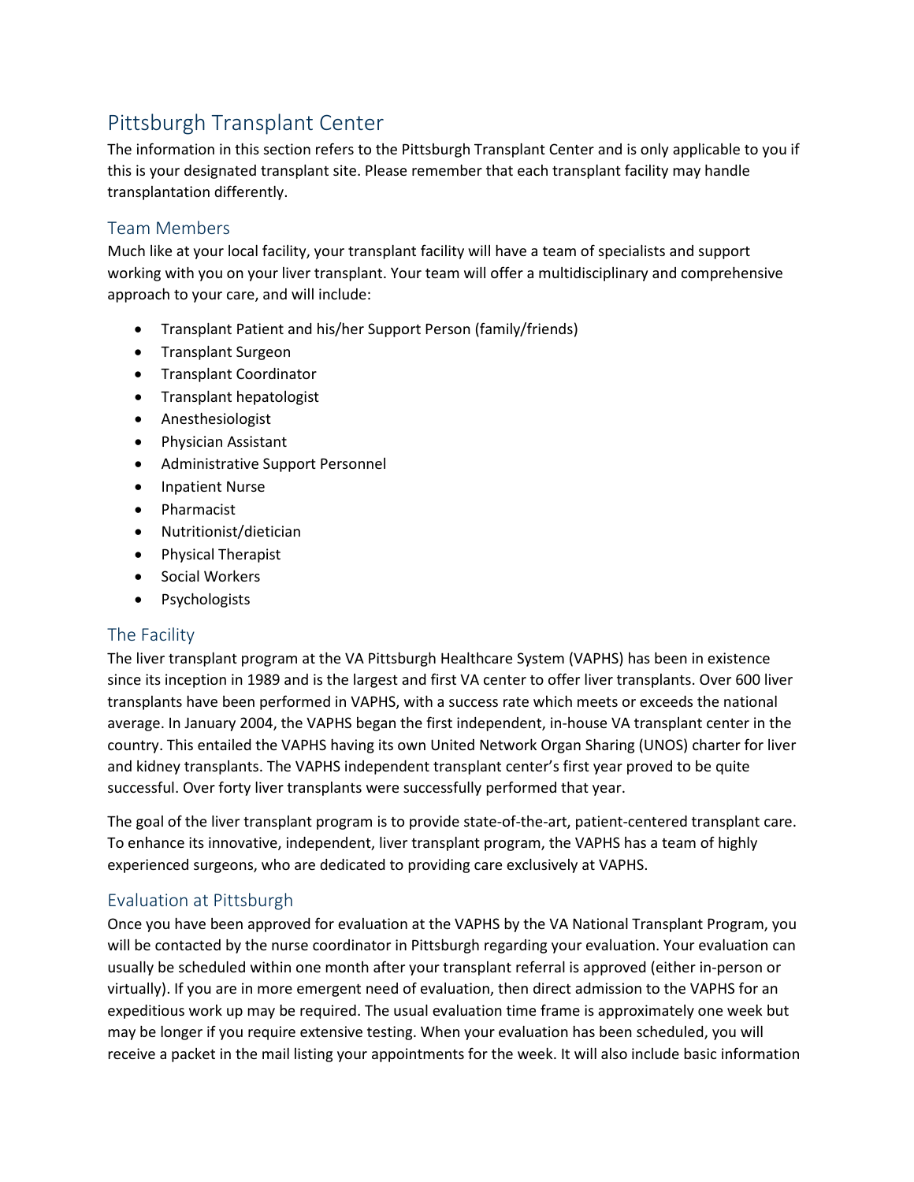# Pittsburgh Transplant Center

The information in this section refers to the Pittsburgh Transplant Center and is only applicable to you if this is your designated transplant site. Please remember that each transplant facility may handle transplantation differently.

## Team Members

Much like at your local facility, your transplant facility will have a team of specialists and support working with you on your liver transplant. Your team will offer a multidisciplinary and comprehensive approach to your care, and will include:

- Transplant Patient and his/her Support Person (family/friends)
- Transplant Surgeon
- Transplant Coordinator
- Transplant hepatologist
- Anesthesiologist
- Physician Assistant
- Administrative Support Personnel
- Inpatient Nurse
- Pharmacist
- Nutritionist/dietician
- Physical Therapist
- Social Workers
- Psychologists

## The Facility

The liver transplant program at the VA Pittsburgh Healthcare System (VAPHS) has been in existence since its inception in 1989 and is the largest and first VA center to offer liver transplants. Over 600 liver transplants have been performed in VAPHS, with a success rate which meets or exceeds the national average. In January 2004, the VAPHS began the first independent, in-house VA transplant center in the country. This entailed the VAPHS having its own United Network Organ Sharing (UNOS) charter for liver and kidney transplants. The VAPHS independent transplant center's first year proved to be quite successful. Over forty liver transplants were successfully performed that year.

The goal of the liver transplant program is to provide state-of-the-art, patient-centered transplant care. To enhance its innovative, independent, liver transplant program, the VAPHS has a team of highly experienced surgeons, who are dedicated to providing care exclusively at VAPHS.

## Evaluation at Pittsburgh

Once you have been approved for evaluation at the VAPHS by the VA National Transplant Program, you will be contacted by the nurse coordinator in Pittsburgh regarding your evaluation. Your evaluation can usually be scheduled within one month after your transplant referral is approved (either in-person or virtually). If you are in more emergent need of evaluation, then direct admission to the VAPHS for an expeditious work up may be required. The usual evaluation time frame is approximately one week but may be longer if you require extensive testing. When your evaluation has been scheduled, you will receive a packet in the mail listing your appointments for the week. It will also include basic information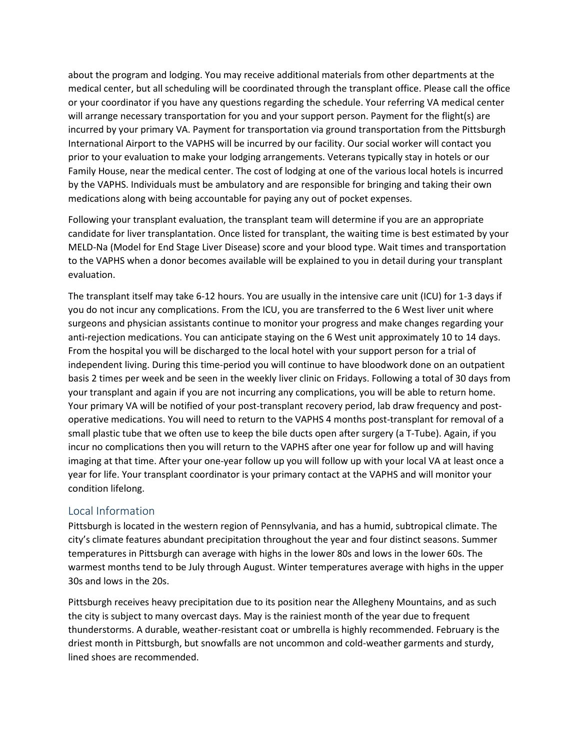about the program and lodging. You may receive additional materials from other departments at the medical center, but all scheduling will be coordinated through the transplant office. Please call the office or your coordinator if you have any questions regarding the schedule. Your referring VA medical center will arrange necessary transportation for you and your support person. Payment for the flight(s) are incurred by your primary VA. Payment for transportation via ground transportation from the Pittsburgh International Airport to the VAPHS will be incurred by our facility. Our social worker will contact you prior to your evaluation to make your lodging arrangements. Veterans typically stay in hotels or our Family House, near the medical center. The cost of lodging at one of the various local hotels is incurred by the VAPHS. Individuals must be ambulatory and are responsible for bringing and taking their own medications along with being accountable for paying any out of pocket expenses.

Following your transplant evaluation, the transplant team will determine if you are an appropriate candidate for liver transplantation. Once listed for transplant, the waiting time is best estimated by your MELD-Na (Model for End Stage Liver Disease) score and your blood type. Wait times and transportation to the VAPHS when a donor becomes available will be explained to you in detail during your transplant evaluation.

The transplant itself may take 6-12 hours. You are usually in the intensive care unit (ICU) for 1-3 days if you do not incur any complications. From the ICU, you are transferred to the 6 West liver unit where surgeons and physician assistants continue to monitor your progress and make changes regarding your anti-rejection medications. You can anticipate staying on the 6 West unit approximately 10 to 14 days. From the hospital you will be discharged to the local hotel with your support person for a trial of independent living. During this time-period you will continue to have bloodwork done on an outpatient basis 2 times per week and be seen in the weekly liver clinic on Fridays. Following a total of 30 days from your transplant and again if you are not incurring any complications, you will be able to return home. Your primary VA will be notified of your post-transplant recovery period, lab draw frequency and post-operative medications. You will need to return to the VAPHS 4 months post-transplant for removal of a small plastic tube that we often use to keep the bile ducts open after surgery (a T-Tube). Again, if you incur no complications then you will return to the VAPHS after one year for follow up and will having imaging at that time. After your one-year follow up you will follow up with your local VA at least once a year for life. Your transplant coordinator is your primary contact at the VAPHS and will monitor your condition lifelong.

## Local Information

Pittsburgh is located in the western region of Pennsylvania, and has a humid, subtropical climate. The city's climate features abundant precipitation throughout the year and four distinct seasons. Summer temperatures in Pittsburgh can average with highs in the lower 80s and lows in the lower 60s. The warmest months tend to be July through August. Winter temperatures average with highs in the upper 30s and lows in the 20s.

Pittsburgh receives heavy precipitation due to its position near the Allegheny Mountains, and as such the city is subject to many overcast days. May is the rainiest month of the year due to frequent thunderstorms. A durable, weather-resistant coat or umbrella is highly recommended. February is the driest month in Pittsburgh, but snowfalls are not uncommon and cold-weather garments and sturdy, lined shoes are recommended.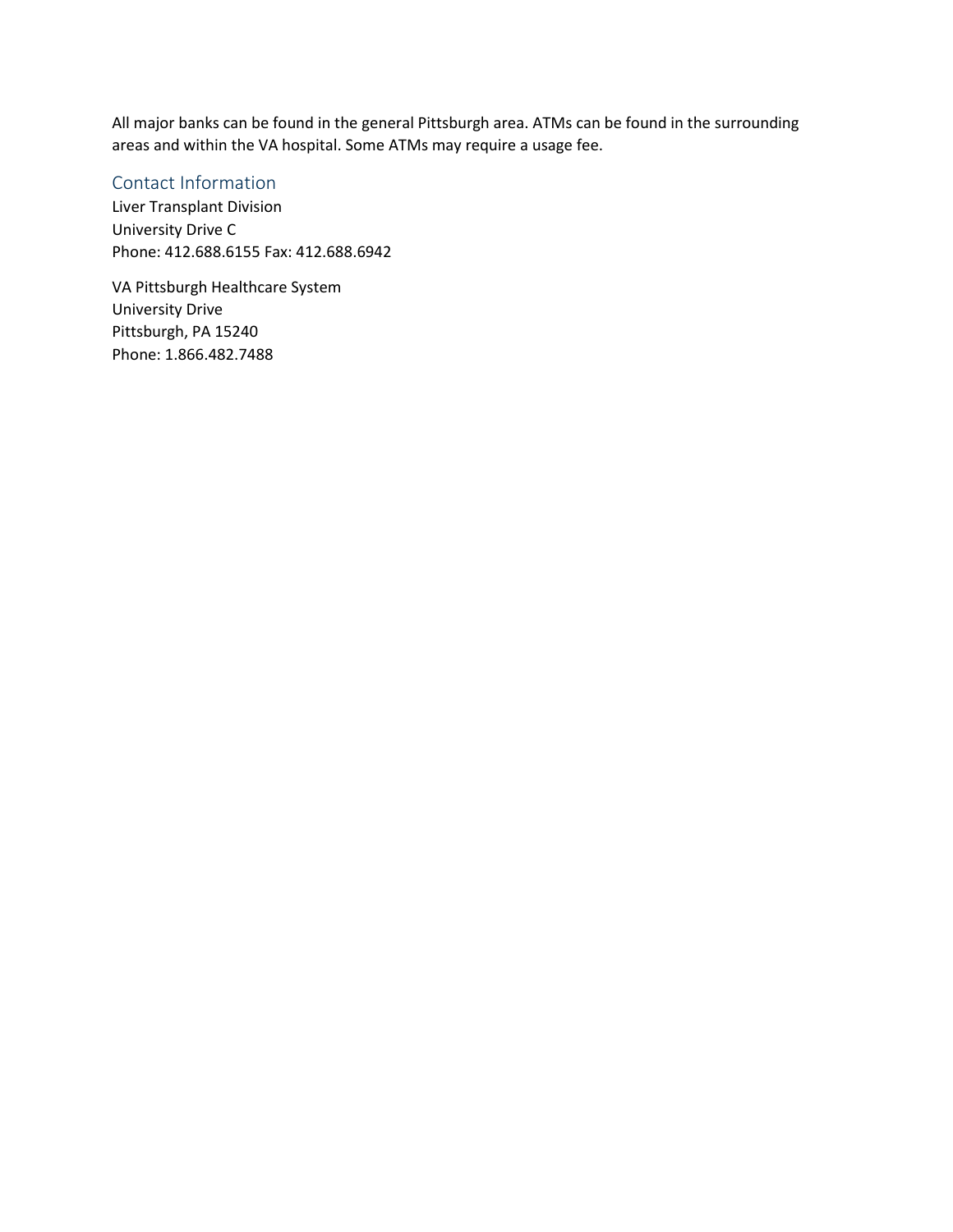All major banks can be found in the general Pittsburgh area. ATMs can be found in the surrounding areas and within the VA hospital. Some ATMs may require a usage fee.

## Contact Information

Liver Transplant Division
University Drive C
Phone: 412.688.6155 Fax: 412.688.6942

VA Pittsburgh Healthcare System
University Drive
Pittsburgh, PA 15240
Phone: 1.866.482.7488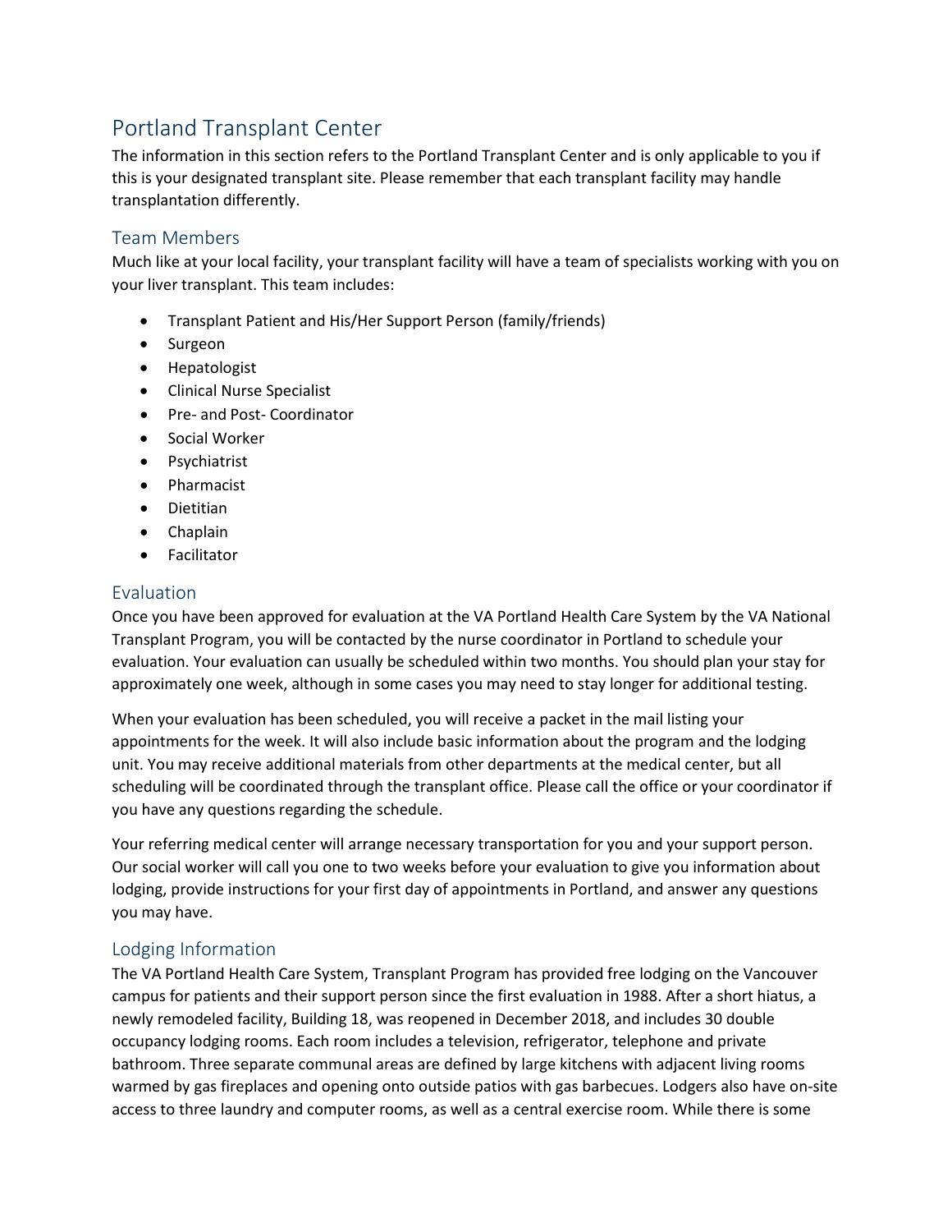# Portland Transplant Center

The information in this section refers to the Portland Transplant Center and is only applicable to you if this is your designated transplant site. Please remember that each transplant facility may handle transplantation differently.

## Team Members

Much like at your local facility, your transplant facility will have a team of specialists working with you on your liver transplant. This team includes:

- Transplant Patient and His/Her Support Person (family/friends)
- Surgeon
- Hepatologist
- Clinical Nurse Specialist
- Pre- and Post- Coordinator
- Social Worker
- Psychiatrist
- Pharmacist
- Dietitian
- Chaplain
- Facilitator

## Evaluation

Once you have been approved for evaluation at the VA Portland Health Care System by the VA National Transplant Program, you will be contacted by the nurse coordinator in Portland to schedule your evaluation. Your evaluation can usually be scheduled within two months. You should plan your stay for approximately one week, although in some cases you may need to stay longer for additional testing.

When your evaluation has been scheduled, you will receive a packet in the mail listing your appointments for the week. It will also include basic information about the program and the lodging unit. You may receive additional materials from other departments at the medical center, but all scheduling will be coordinated through the transplant office. Please call the office or your coordinator if you have any questions regarding the schedule.

Your referring medical center will arrange necessary transportation for you and your support person. Our social worker will call you one to two weeks before your evaluation to give you information about lodging, provide instructions for your first day of appointments in Portland, and answer any questions you may have.

## Lodging Information

The VA Portland Health Care System, Transplant Program has provided free lodging on the Vancouver campus for patients and their support person since the first evaluation in 1988. After a short hiatus, a newly remodeled facility, Building 18, was reopened in December 2018, and includes 30 double occupancy lodging rooms. Each room includes a television, refrigerator, telephone and private bathroom. Three separate communal areas are defined by large kitchens with adjacent living rooms warmed by gas fireplaces and opening onto outside patios with gas barbecues. Lodgers also have on-site access to three laundry and computer rooms, as well as a central exercise room. While there is some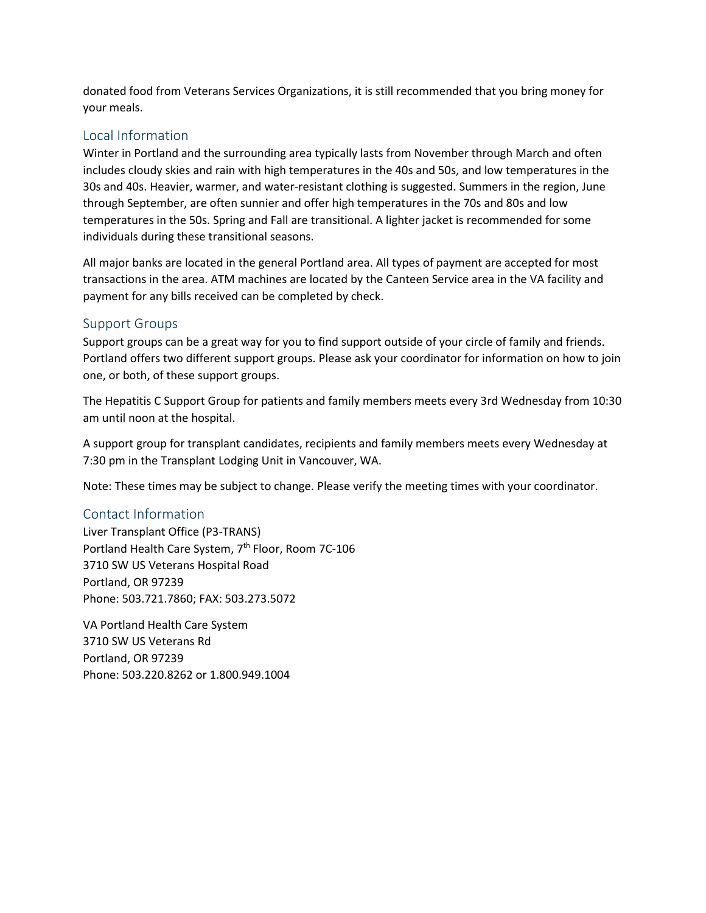donated food from Veterans Services Organizations, it is still recommended that you bring money for your meals.

## Local Information

Winter in Portland and the surrounding area typically lasts from November through March and often includes cloudy skies and rain with high temperatures in the 40s and 50s, and low temperatures in the 30s and 40s. Heavier, warmer, and water-resistant clothing is suggested. Summers in the region, June through September, are often sunnier and offer high temperatures in the 70s and 80s and low temperatures in the 50s. Spring and Fall are transitional. A lighter jacket is recommended for some individuals during these transitional seasons.

All major banks are located in the general Portland area. All types of payment are accepted for most transactions in the area. ATM machines are located by the Canteen Service area in the VA facility and payment for any bills received can be completed by check.

## Support Groups

Support groups can be a great way for you to find support outside of your circle of family and friends. Portland offers two different support groups. Please ask your coordinator for information on how to join one, or both, of these support groups.

The Hepatitis C Support Group for patients and family members meets every 3rd Wednesday from 10:30 am until noon at the hospital.

A support group for transplant candidates, recipients and family members meets every Wednesday at 7:30 pm in the Transplant Lodging Unit in Vancouver, WA.

Note: These times may be subject to change. Please verify the meeting times with your coordinator.

## Contact Information

Liver Transplant Office (P3-TRANS)
Portland Health Care System, 7th Floor, Room 7C-106
3710 SW US Veterans Hospital Road
Portland, OR 97239
Phone: 503.721.7860; FAX: 503.273.5072

VA Portland Health Care System
3710 SW US Veterans Rd
Portland, OR 97239
Phone: 503.220.8262 or 1.800.949.1004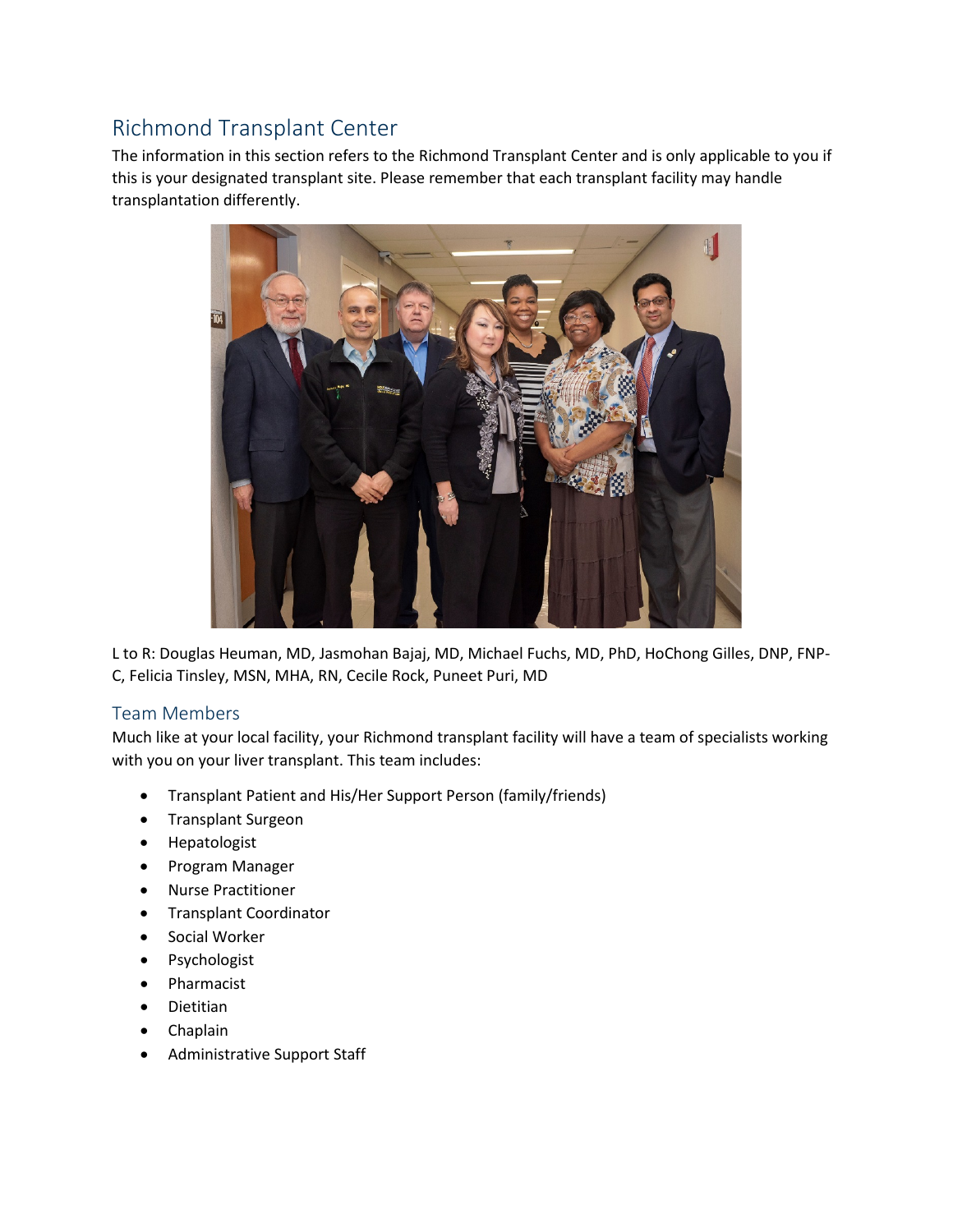## Richmond Transplant Center

The information in this section refers to the Richmond Transplant Center and is only applicable to you if this is your designated transplant site. Please remember that each transplant facility may handle transplantation differently.

L to R: Douglas Heuman, MD, Jasmohan Bajaj, MD, Michael Fuchs, MD, PhD, HoChong Gilles, DNP, FNP-C, Felicia Tinsley, MSN, MHA, RN, Cecile Rock, Puneet Puri, MD

### Team Members

Much like at your local facility, your Richmond transplant facility will have a team of specialists working with you on your liver transplant. This team includes:

- Transplant Patient and His/Her Support Person (family/friends)
- Transplant Surgeon
- Hepatologist
- Program Manager
- Nurse Practitioner
- Transplant Coordinator
- Social Worker
- Psychologist
- Pharmacist
- Dietitian
- Chaplain
- Administrative Support Staff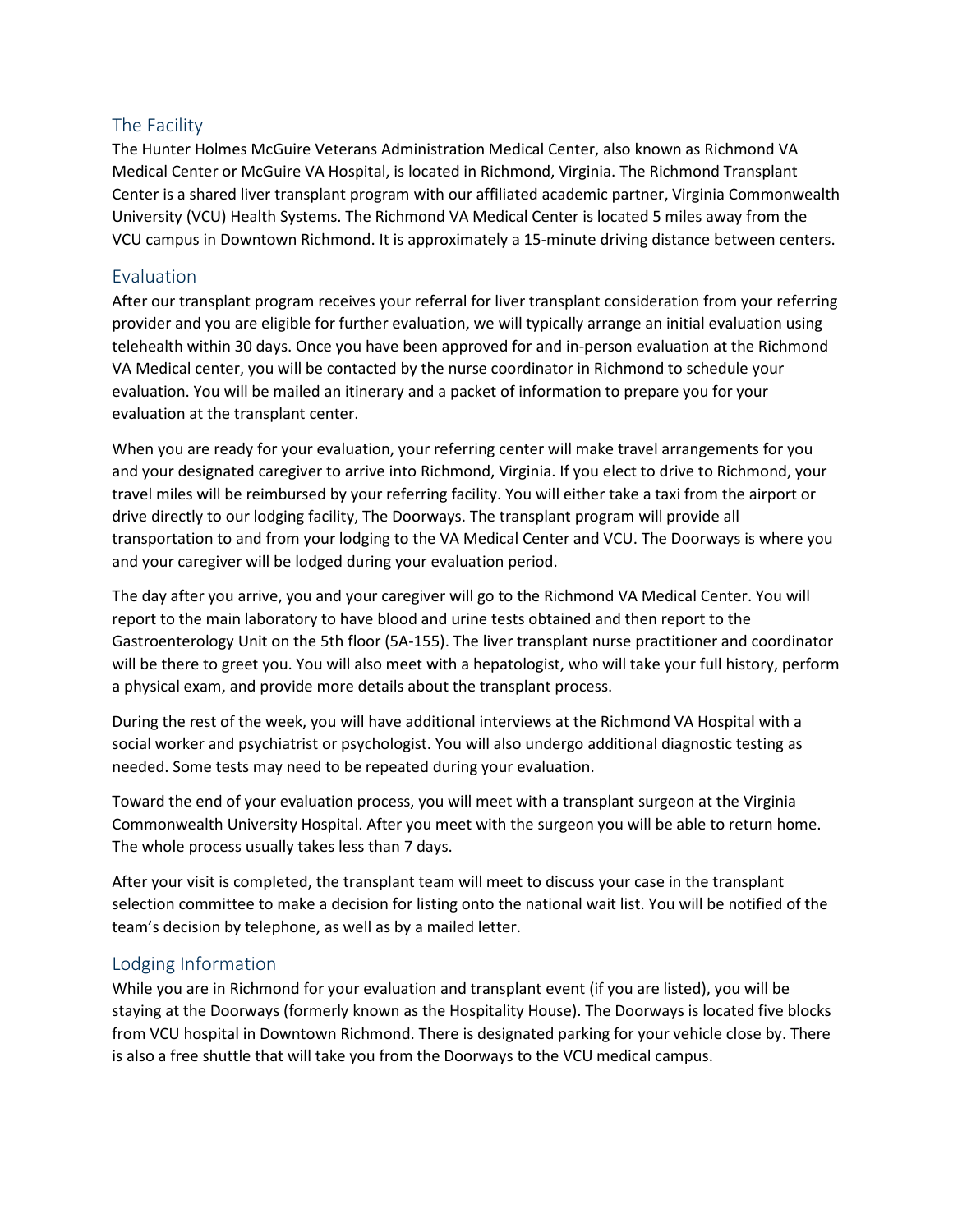## The Facility

The Hunter Holmes McGuire Veterans Administration Medical Center, also known as Richmond VA Medical Center or McGuire VA Hospital, is located in Richmond, Virginia. The Richmond Transplant Center is a shared liver transplant program with our affiliated academic partner, Virginia Commonwealth University (VCU) Health Systems. The Richmond VA Medical Center is located 5 miles away from the VCU campus in Downtown Richmond. It is approximately a 15-minute driving distance between centers.

## Evaluation

After our transplant program receives your referral for liver transplant consideration from your referring provider and you are eligible for further evaluation, we will typically arrange an initial evaluation using telehealth within 30 days. Once you have been approved for and in-person evaluation at the Richmond VA Medical center, you will be contacted by the nurse coordinator in Richmond to schedule your evaluation. You will be mailed an itinerary and a packet of information to prepare you for your evaluation at the transplant center.

When you are ready for your evaluation, your referring center will make travel arrangements for you and your designated caregiver to arrive into Richmond, Virginia. If you elect to drive to Richmond, your travel miles will be reimbursed by your referring facility. You will either take a taxi from the airport or drive directly to our lodging facility, The Doorways. The transplant program will provide all transportation to and from your lodging to the VA Medical Center and VCU. The Doorways is where you and your caregiver will be lodged during your evaluation period.

The day after you arrive, you and your caregiver will go to the Richmond VA Medical Center. You will report to the main laboratory to have blood and urine tests obtained and then report to the Gastroenterology Unit on the 5th floor (5A-155). The liver transplant nurse practitioner and coordinator will be there to greet you. You will also meet with a hepatologist, who will take your full history, perform a physical exam, and provide more details about the transplant process.

During the rest of the week, you will have additional interviews at the Richmond VA Hospital with a social worker and psychiatrist or psychologist. You will also undergo additional diagnostic testing as needed. Some tests may need to be repeated during your evaluation.

Toward the end of your evaluation process, you will meet with a transplant surgeon at the Virginia Commonwealth University Hospital. After you meet with the surgeon you will be able to return home. The whole process usually takes less than 7 days.

After your visit is completed, the transplant team will meet to discuss your case in the transplant selection committee to make a decision for listing onto the national wait list. You will be notified of the team's decision by telephone, as well as by a mailed letter.

## Lodging Information

While you are in Richmond for your evaluation and transplant event (if you are listed), you will be staying at the Doorways (formerly known as the Hospitality House). The Doorways is located five blocks from VCU hospital in Downtown Richmond. There is designated parking for your vehicle close by. There is also a free shuttle that will take you from the Doorways to the VCU medical campus.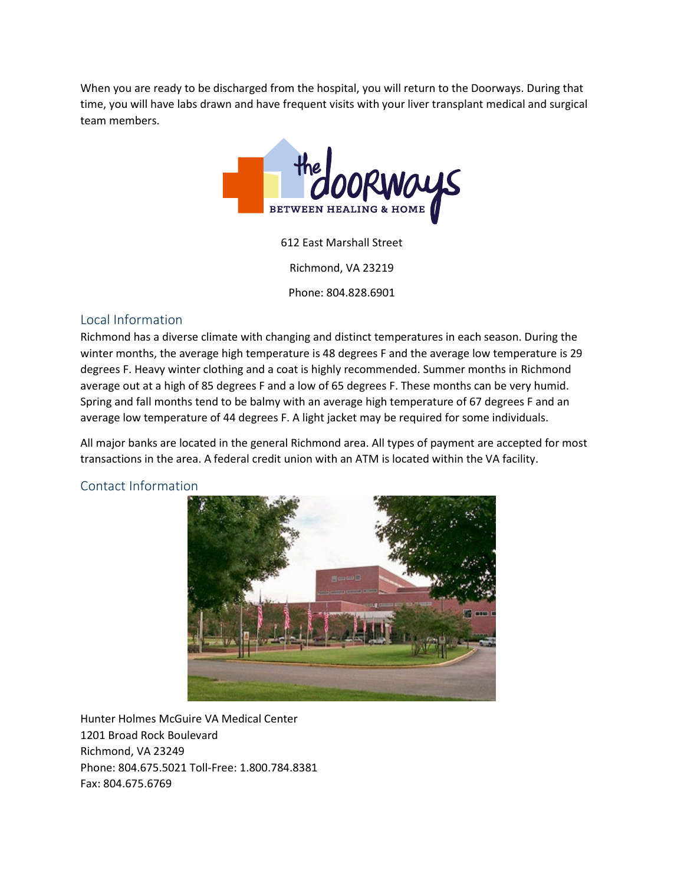When you are ready to be discharged from the hospital, you will return to the Doorways. During that time, you will have labs drawn and have frequent visits with your liver transplant medical and surgical team members.

612 East Marshall Street

Richmond, VA 23219

Phone: 804.828.6901

## Local Information

Richmond has a diverse climate with changing and distinct temperatures in each season. During the winter months, the average high temperature is 48 degrees F and the average low temperature is 29 degrees F. Heavy winter clothing and a coat is highly recommended. Summer months in Richmond average out at a high of 85 degrees F and a low of 65 degrees F. These months can be very humid. Spring and fall months tend to be balmy with an average high temperature of 67 degrees F and an average low temperature of 44 degrees F. A light jacket may be required for some individuals.

All major banks are located in the general Richmond area. All types of payment are accepted for most transactions in the area. A federal credit union with an ATM is located within the VA facility.

## Contact Information

Hunter Holmes McGuire VA Medical Center
1201 Broad Rock Boulevard
Richmond, VA 23249
Phone: 804.675.5021 Toll-Free: 1.800.784.8381
Fax: 804.675.6769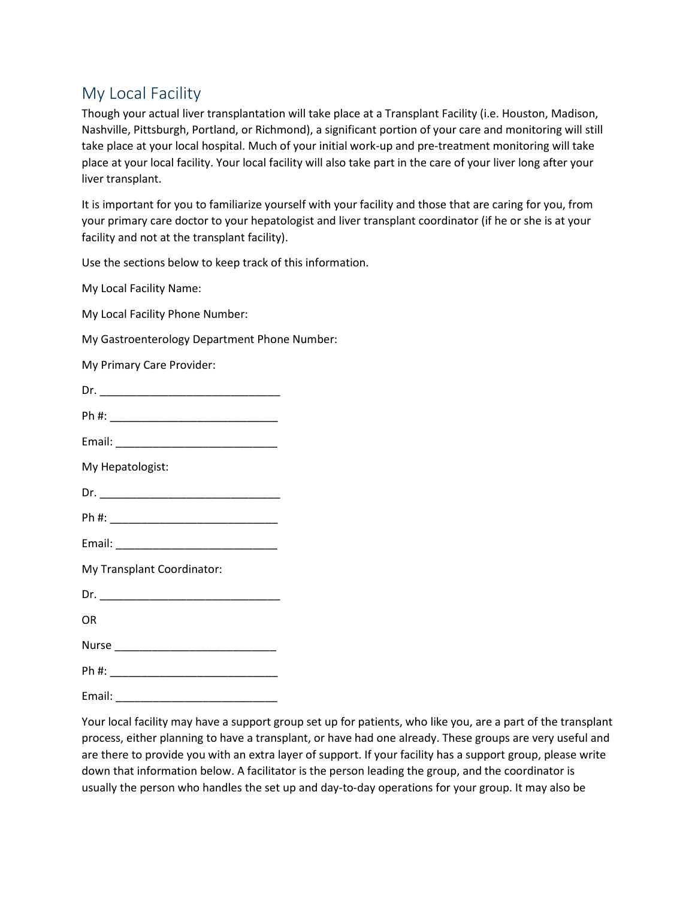## My Local Facility

Though your actual liver transplantation will take place at a Transplant Facility (i.e. Houston, Madison, Nashville, Pittsburgh, Portland, or Richmond), a significant portion of your care and monitoring will still take place at your local hospital. Much of your initial work-up and pre-treatment monitoring will take place at your local facility. Your local facility will also take part in the care of your liver long after your liver transplant.

It is important for you to familiarize yourself with your facility and those that are caring for you, from your primary care doctor to your hepatologist and liver transplant coordinator (if he or she is at your facility and not at the transplant facility).

Use the sections below to keep track of this information.

My Local Facility Name:

My Local Facility Phone Number:

My Gastroenterology Department Phone Number:

My Primary Care Provider:

Dr. ______________________________

Ph #: ____________________________

Email: ___________________________

My Hepatologist:

Dr. ______________________________

Ph #: ____________________________

Email: ___________________________

My Transplant Coordinator:

Dr. ______________________________

OR

Nurse ___________________________

Ph #: ____________________________

Email: ___________________________

Your local facility may have a support group set up for patients, who like you, are a part of the transplant process, either planning to have a transplant, or have had one already. These groups are very useful and are there to provide you with an extra layer of support. If your facility has a support group, please write down that information below. A facilitator is the person leading the group, and the coordinator is usually the person who handles the set up and day-to-day operations for your group. It may also be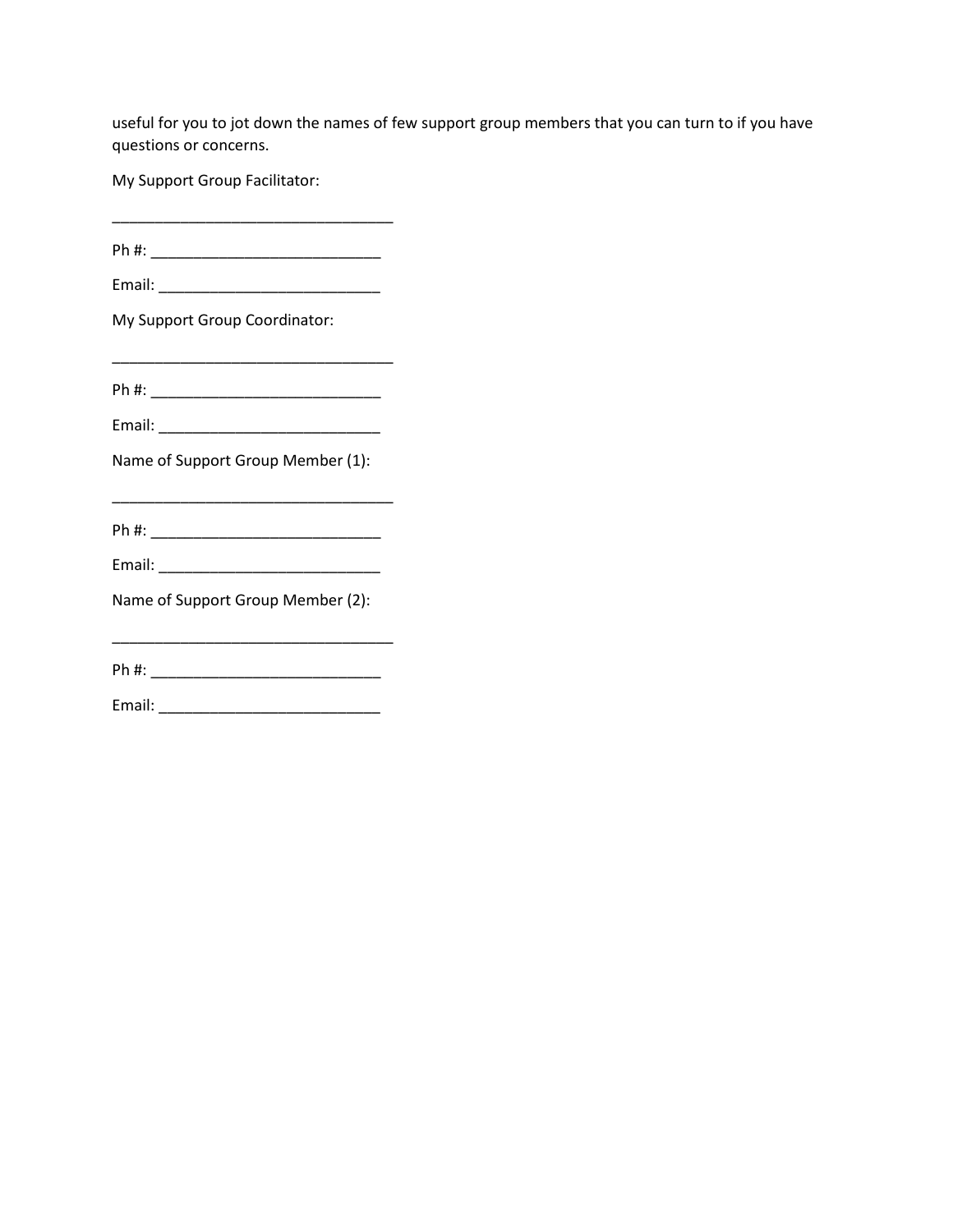useful for you to jot down the names of few support group members that you can turn to if you have questions or concerns.

My Support Group Facilitator:

_________________________________

Ph #: ___________________________

Email: __________________________

My Support Group Coordinator:

_________________________________

Ph #: ___________________________

Email: __________________________

Name of Support Group Member (1):

_________________________________

Ph #: ___________________________

Email: __________________________

Name of Support Group Member (2):

_________________________________

Ph #: ___________________________

Email: __________________________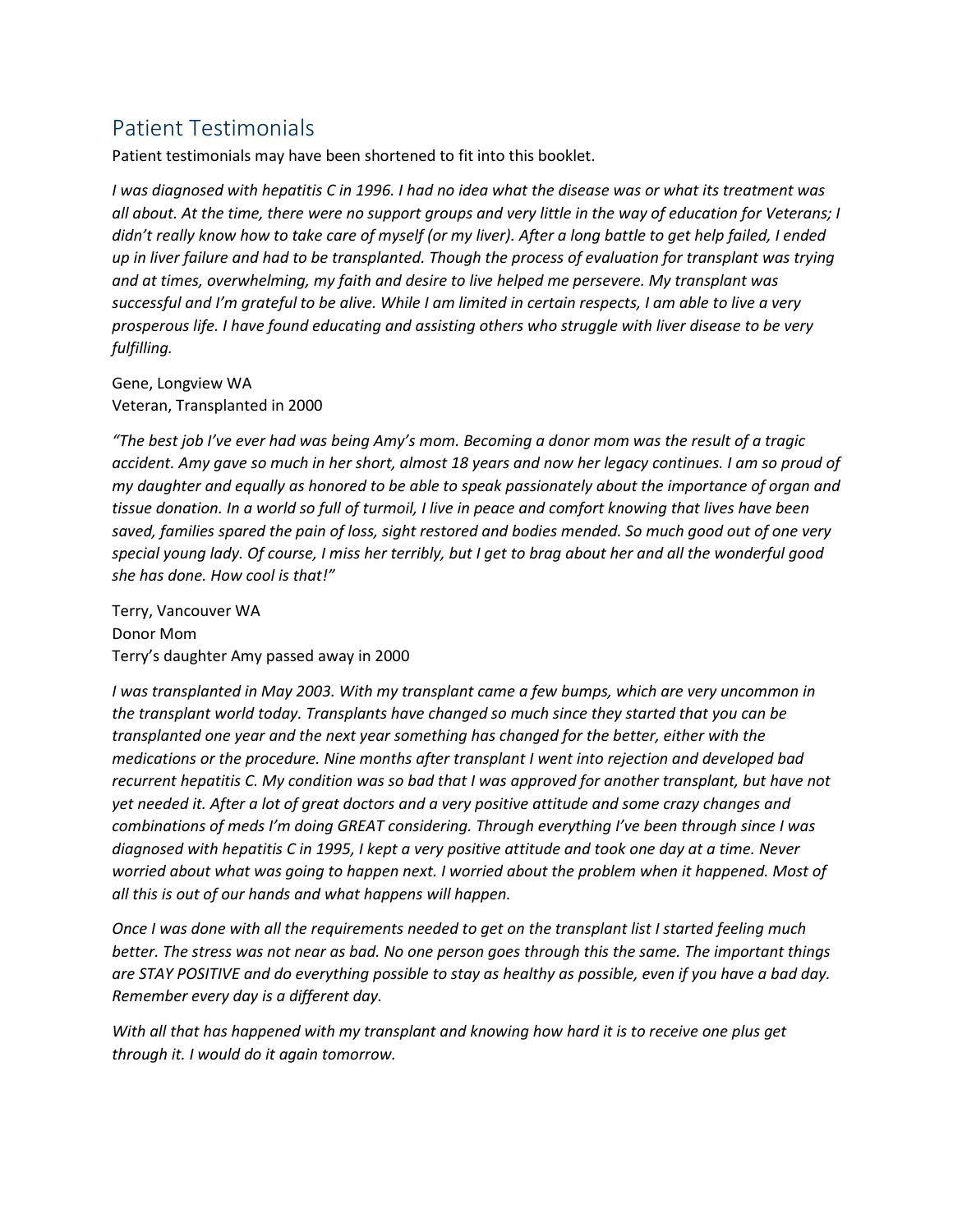## Patient Testimonials

Patient testimonials may have been shortened to fit into this booklet.

*I was diagnosed with hepatitis C in 1996. I had no idea what the disease was or what its treatment was all about. At the time, there were no support groups and very little in the way of education for Veterans; I didn't really know how to take care of myself (or my liver). After a long battle to get help failed, I ended up in liver failure and had to be transplanted. Though the process of evaluation for transplant was trying and at times, overwhelming, my faith and desire to live helped me persevere. My transplant was successful and I'm grateful to be alive. While I am limited in certain respects, I am able to live a very prosperous life. I have found educating and assisting others who struggle with liver disease to be very fulfilling.*

Gene, Longview WA
Veteran, Transplanted in 2000

*"The best job I've ever had was being Amy's mom. Becoming a donor mom was the result of a tragic accident. Amy gave so much in her short, almost 18 years and now her legacy continues. I am so proud of my daughter and equally as honored to be able to speak passionately about the importance of organ and tissue donation. In a world so full of turmoil, I live in peace and comfort knowing that lives have been saved, families spared the pain of loss, sight restored and bodies mended. So much good out of one very special young lady. Of course, I miss her terribly, but I get to brag about her and all the wonderful good she has done. How cool is that!"*

Terry, Vancouver WA
Donor Mom
Terry's daughter Amy passed away in 2000

*I was transplanted in May 2003. With my transplant came a few bumps, which are very uncommon in the transplant world today. Transplants have changed so much since they started that you can be transplanted one year and the next year something has changed for the better, either with the medications or the procedure. Nine months after transplant I went into rejection and developed bad recurrent hepatitis C. My condition was so bad that I was approved for another transplant, but have not yet needed it. After a lot of great doctors and a very positive attitude and some crazy changes and combinations of meds I'm doing GREAT considering. Through everything I've been through since I was diagnosed with hepatitis C in 1995, I kept a very positive attitude and took one day at a time. Never worried about what was going to happen next. I worried about the problem when it happened. Most of all this is out of our hands and what happens will happen.*

*Once I was done with all the requirements needed to get on the transplant list I started feeling much better. The stress was not near as bad. No one person goes through this the same. The important things are STAY POSITIVE and do everything possible to stay as healthy as possible, even if you have a bad day. Remember every day is a different day.*

*With all that has happened with my transplant and knowing how hard it is to receive one plus get through it. I would do it again tomorrow.*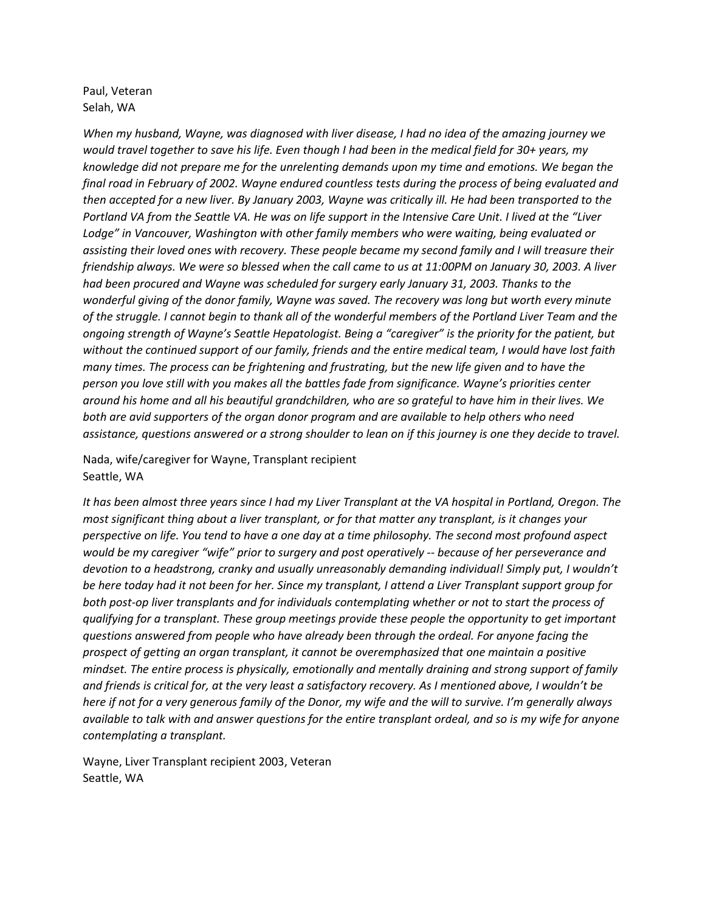Paul, Veteran
Selah, WA

*When my husband, Wayne, was diagnosed with liver disease, I had no idea of the amazing journey we would travel together to save his life. Even though I had been in the medical field for 30+ years, my knowledge did not prepare me for the unrelenting demands upon my time and emotions. We began the final road in February of 2002. Wayne endured countless tests during the process of being evaluated and then accepted for a new liver. By January 2003, Wayne was critically ill. He had been transported to the Portland VA from the Seattle VA. He was on life support in the Intensive Care Unit. I lived at the "Liver Lodge" in Vancouver, Washington with other family members who were waiting, being evaluated or assisting their loved ones with recovery. These people became my second family and I will treasure their friendship always. We were so blessed when the call came to us at 11:00PM on January 30, 2003. A liver had been procured and Wayne was scheduled for surgery early January 31, 2003. Thanks to the wonderful giving of the donor family, Wayne was saved. The recovery was long but worth every minute of the struggle. I cannot begin to thank all of the wonderful members of the Portland Liver Team and the ongoing strength of Wayne's Seattle Hepatologist. Being a "caregiver" is the priority for the patient, but without the continued support of our family, friends and the entire medical team, I would have lost faith many times. The process can be frightening and frustrating, but the new life given and to have the person you love still with you makes all the battles fade from significance. Wayne's priorities center around his home and all his beautiful grandchildren, who are so grateful to have him in their lives. We both are avid supporters of the organ donor program and are available to help others who need assistance, questions answered or a strong shoulder to lean on if this journey is one they decide to travel.*

Nada, wife/caregiver for Wayne, Transplant recipient
Seattle, WA

*It has been almost three years since I had my Liver Transplant at the VA hospital in Portland, Oregon. The most significant thing about a liver transplant, or for that matter any transplant, is it changes your perspective on life. You tend to have a one day at a time philosophy. The second most profound aspect would be my caregiver "wife" prior to surgery and post operatively -- because of her perseverance and devotion to a headstrong, cranky and usually unreasonably demanding individual! Simply put, I wouldn't be here today had it not been for her. Since my transplant, I attend a Liver Transplant support group for both post-op liver transplants and for individuals contemplating whether or not to start the process of qualifying for a transplant. These group meetings provide these people the opportunity to get important questions answered from people who have already been through the ordeal. For anyone facing the prospect of getting an organ transplant, it cannot be overemphasized that one maintain a positive mindset. The entire process is physically, emotionally and mentally draining and strong support of family and friends is critical for, at the very least a satisfactory recovery. As I mentioned above, I wouldn't be here if not for a very generous family of the Donor, my wife and the will to survive. I'm generally always available to talk with and answer questions for the entire transplant ordeal, and so is my wife for anyone contemplating a transplant.*

Wayne, Liver Transplant recipient 2003, Veteran
Seattle, WA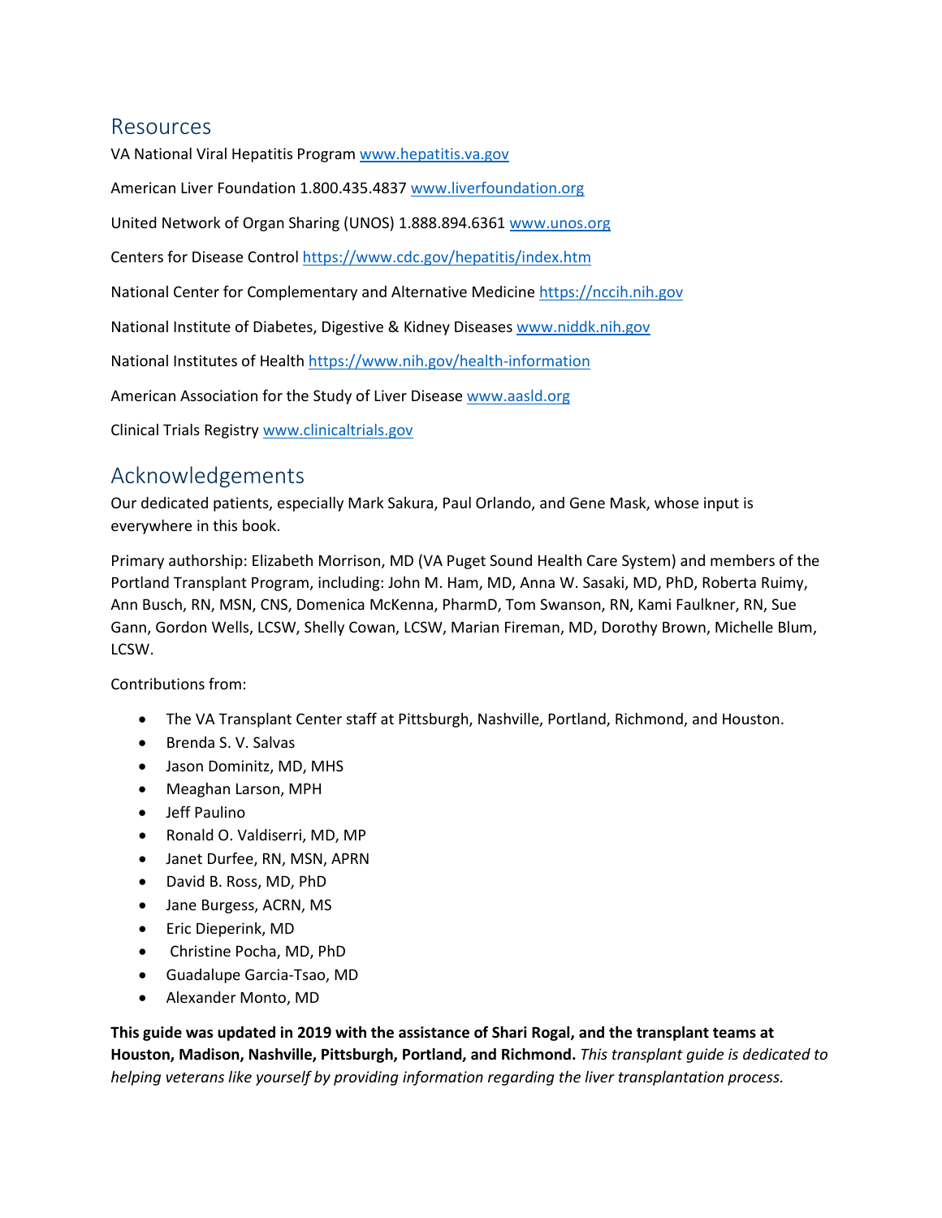## Resources

VA National Viral Hepatitis Program www.hepatitis.va.gov

American Liver Foundation 1.800.435.4837 www.liverfoundation.org

United Network of Organ Sharing (UNOS) 1.888.894.6361 www.unos.org

Centers for Disease Control https://www.cdc.gov/hepatitis/index.htm

National Center for Complementary and Alternative Medicine https://nccih.nih.gov

National Institute of Diabetes, Digestive & Kidney Diseases www.niddk.nih.gov

National Institutes of Health https://www.nih.gov/health-information

American Association for the Study of Liver Disease www.aasld.org

Clinical Trials Registry www.clinicaltrials.gov

## Acknowledgements

Our dedicated patients, especially Mark Sakura, Paul Orlando, and Gene Mask, whose input is everywhere in this book.

Primary authorship: Elizabeth Morrison, MD (VA Puget Sound Health Care System) and members of the Portland Transplant Program, including: John M. Ham, MD, Anna W. Sasaki, MD, PhD, Roberta Ruimy, Ann Busch, RN, MSN, CNS, Domenica McKenna, PharmD, Tom Swanson, RN, Kami Faulkner, RN, Sue Gann, Gordon Wells, LCSW, Shelly Cowan, LCSW, Marian Fireman, MD, Dorothy Brown, Michelle Blum, LCSW.

Contributions from:

- The VA Transplant Center staff at Pittsburgh, Nashville, Portland, Richmond, and Houston.
- Brenda S. V. Salvas
- Jason Dominitz, MD, MHS
- Meaghan Larson, MPH
- Jeff Paulino
- Ronald O. Valdiserri, MD, MP
- Janet Durfee, RN, MSN, APRN
- David B. Ross, MD, PhD
- Jane Burgess, ACRN, MS
- Eric Dieperink, MD
- Christine Pocha, MD, PhD
- Guadalupe Garcia-Tsao, MD
- Alexander Monto, MD

**This guide was updated in 2019 with the assistance of Shari Rogal, and the transplant teams at Houston, Madison, Nashville, Pittsburgh, Portland, and Richmond.** *This transplant guide is dedicated to helping veterans like yourself by providing information regarding the liver transplantation process.*